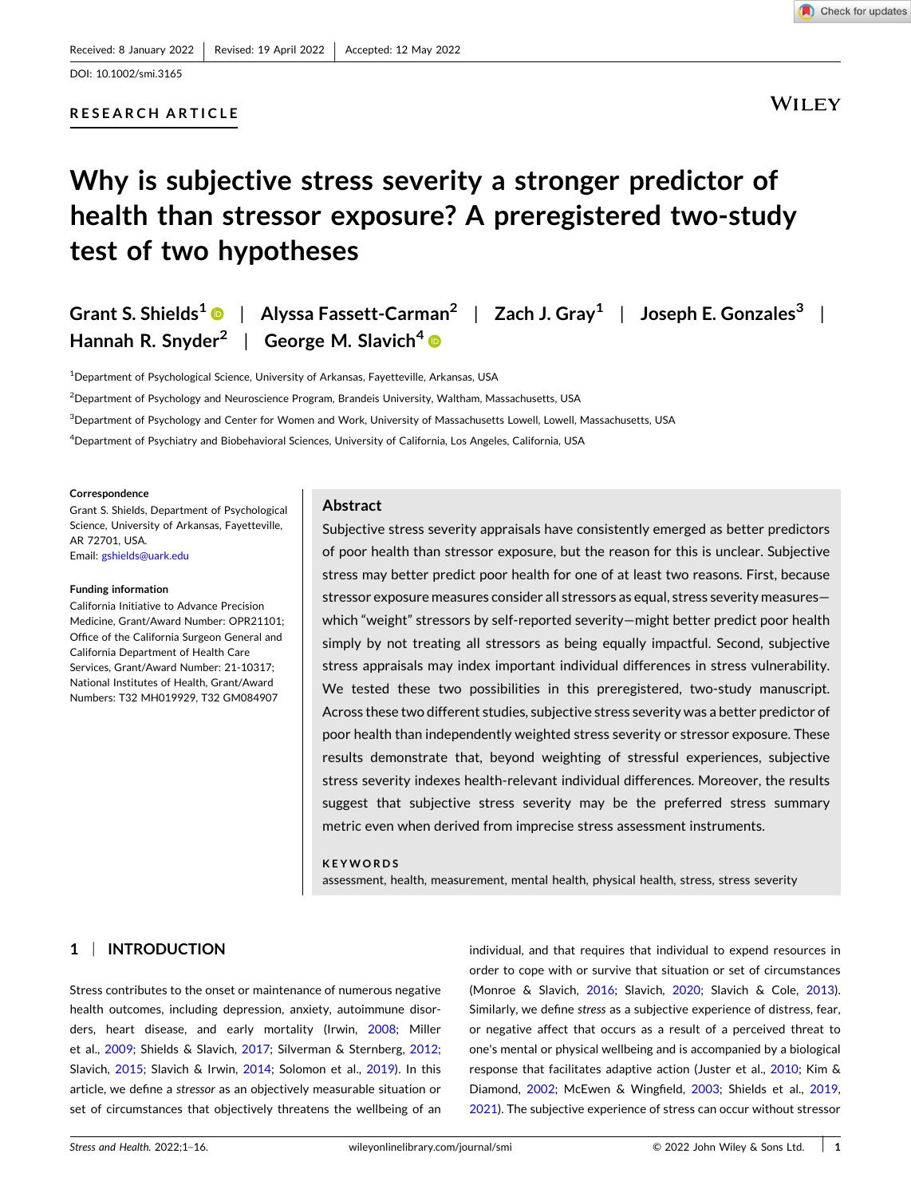Received: 8 January 2022 | Revised: 19 April 2022 | Accepted: 12 May 2022

DOI: 10.1002/smi.3165

RESEARCH ARTICLE

# Why is subjective stress severity a stronger predictor of health than stressor exposure? A preregistered two-study test of two hypotheses

Grant S. Shields[1] | Alyssa Fassett-Carman[2] | Zach J. Gray[1] | Joseph E. Gonzales[3] | Hannah R. Snyder[2] | George M. Slavich[4]

[1]Department of Psychological Science, University of Arkansas, Fayetteville, Arkansas, USA

[2]Department of Psychology and Neuroscience Program, Brandeis University, Waltham, Massachusetts, USA

[3]Department of Psychology and Center for Women and Work, University of Massachusetts Lowell, Lowell, Massachusetts, USA

[4]Department of Psychiatry and Biobehavioral Sciences, University of California, Los Angeles, California, USA

**Correspondence**
Grant S. Shields, Department of Psychological Science, University of Arkansas, Fayetteville, AR 72701, USA.
Email: gshields@uark.edu

**Funding information**
California Initiative to Advance Precision Medicine, Grant/Award Number: OPR21101; Office of the California Surgeon General and California Department of Health Care Services, Grant/Award Number: 21-10317; National Institutes of Health, Grant/Award Numbers: T32 MH019929, T32 GM084907

## Abstract

Subjective stress severity appraisals have consistently emerged as better predictors of poor health than stressor exposure, but the reason for this is unclear. Subjective stress may better predict poor health for one of at least two reasons. First, because stressor exposure measures consider all stressors as equal, stress severity measures—which "weight" stressors by self-reported severity—might better predict poor health simply by not treating all stressors as being equally impactful. Second, subjective stress appraisals may index important individual differences in stress vulnerability. We tested these two possibilities in this preregistered, two-study manuscript. Across these two different studies, subjective stress severity was a better predictor of poor health than independently weighted stress severity or stressor exposure. These results demonstrate that, beyond weighting of stressful experiences, subjective stress severity indexes health-relevant individual differences. Moreover, the results suggest that subjective stress severity may be the preferred stress summary metric even when derived from imprecise stress assessment instruments.

**KEYWORDS**

assessment, health, measurement, mental health, physical health, stress, stress severity

## 1 | INTRODUCTION

Stress contributes to the onset or maintenance of numerous negative health outcomes, including depression, anxiety, autoimmune disorders, heart disease, and early mortality (Irwin, 2008; Miller et al., 2009; Shields & Slavich, 2017; Silverman & Sternberg, 2012; Slavich, 2015; Slavich & Irwin, 2014; Solomon et al., 2019). In this article, we define a *stressor* as an objectively measurable situation or set of circumstances that objectively threatens the wellbeing of an individual, and that requires that individual to expend resources in order to cope with or survive that situation or set of circumstances (Monroe & Slavich, 2016; Slavich, 2020; Slavich & Cole, 2013). Similarly, we define *stress* as a subjective experience of distress, fear, or negative affect that occurs as a result of a perceived threat to one's mental or physical wellbeing and is accompanied by a biological response that facilitates adaptive action (Juster et al., 2010; Kim & Diamond, 2002; McEwen & Wingfield, 2003; Shields et al., 2019, 2021). The subjective experience of stress can occur without stressor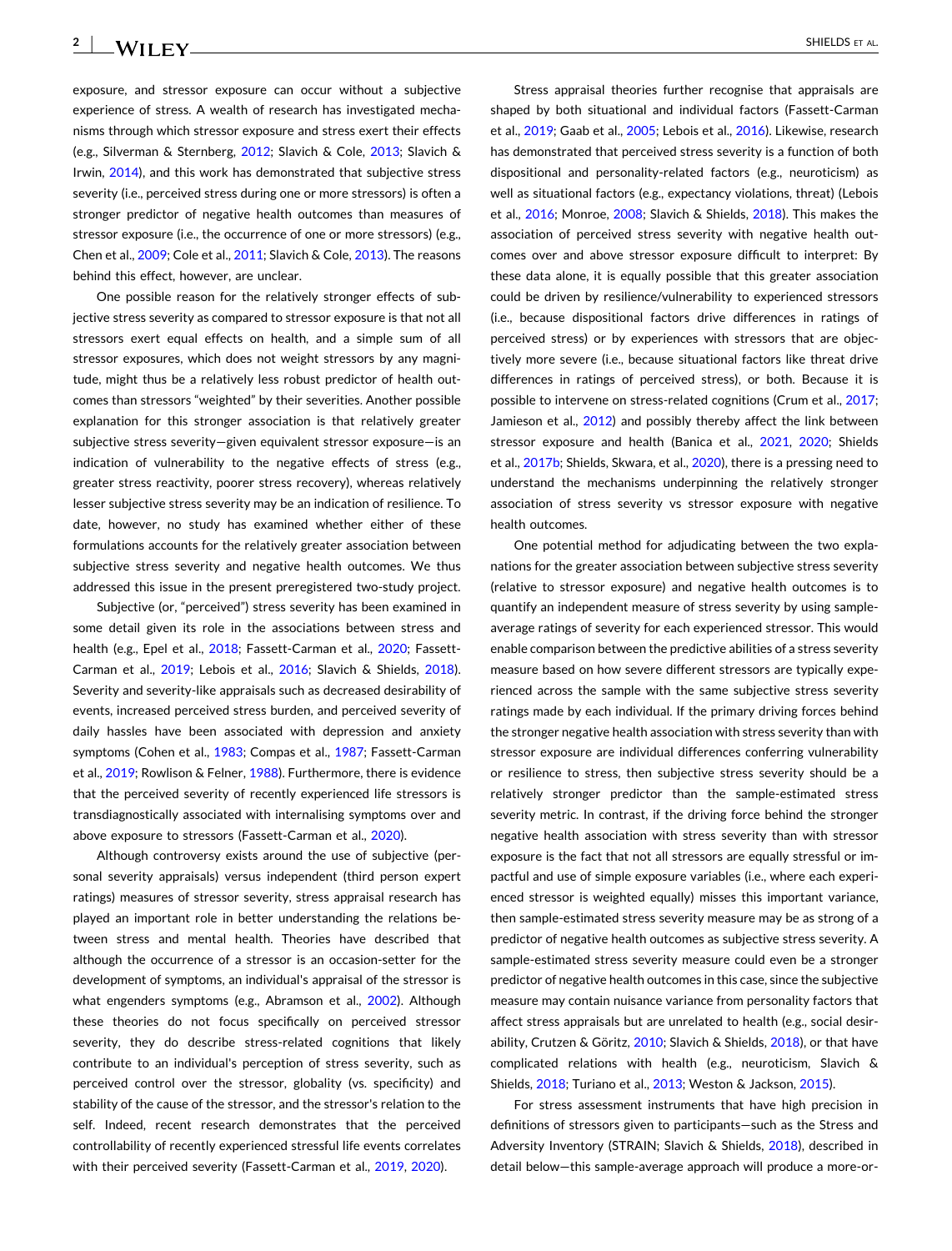exposure, and stressor exposure can occur without a subjective experience of stress. A wealth of research has investigated mechanisms through which stressor exposure and stress exert their effects (e.g., Silverman & Sternberg, 2012; Slavich & Cole, 2013; Slavich & Irwin, 2014), and this work has demonstrated that subjective stress severity (i.e., perceived stress during one or more stressors) is often a stronger predictor of negative health outcomes than measures of stressor exposure (i.e., the occurrence of one or more stressors) (e.g., Chen et al., 2009; Cole et al., 2011; Slavich & Cole, 2013). The reasons behind this effect, however, are unclear.

One possible reason for the relatively stronger effects of subjective stress severity as compared to stressor exposure is that not all stressors exert equal effects on health, and a simple sum of all stressor exposures, which does not weight stressors by any magnitude, might thus be a relatively less robust predictor of health outcomes than stressors "weighted" by their severities. Another possible explanation for this stronger association is that relatively greater subjective stress severity—given equivalent stressor exposure—is an indication of vulnerability to the negative effects of stress (e.g., greater stress reactivity, poorer stress recovery), whereas relatively lesser subjective stress severity may be an indication of resilience. To date, however, no study has examined whether either of these formulations accounts for the relatively greater association between subjective stress severity and negative health outcomes. We thus addressed this issue in the present preregistered two-study project.

Subjective (or, "perceived") stress severity has been examined in some detail given its role in the associations between stress and health (e.g., Epel et al., 2018; Fassett-Carman et al., 2020; Fassett-Carman et al., 2019; Lebois et al., 2016; Slavich & Shields, 2018). Severity and severity-like appraisals such as decreased desirability of events, increased perceived stress burden, and perceived severity of daily hassles have been associated with depression and anxiety symptoms (Cohen et al., 1983; Compas et al., 1987; Fassett-Carman et al., 2019; Rowlison & Felner, 1988). Furthermore, there is evidence that the perceived severity of recently experienced life stressors is transdiagnostically associated with internalising symptoms over and above exposure to stressors (Fassett-Carman et al., 2020).

Although controversy exists around the use of subjective (personal severity appraisals) versus independent (third person expert ratings) measures of stressor severity, stress appraisal research has played an important role in better understanding the relations between stress and mental health. Theories have described that although the occurrence of a stressor is an occasion-setter for the development of symptoms, an individual's appraisal of the stressor is what engenders symptoms (e.g., Abramson et al., 2002). Although these theories do not focus specifically on perceived stressor severity, they do describe stress-related cognitions that likely contribute to an individual's perception of stress severity, such as perceived control over the stressor, globality (vs. specificity) and stability of the cause of the stressor, and the stressor's relation to the self. Indeed, recent research demonstrates that the perceived controllability of recently experienced stressful life events correlates with their perceived severity (Fassett-Carman et al., 2019, 2020).

Stress appraisal theories further recognise that appraisals are shaped by both situational and individual factors (Fassett-Carman et al., 2019; Gaab et al., 2005; Lebois et al., 2016). Likewise, research has demonstrated that perceived stress severity is a function of both dispositional and personality-related factors (e.g., neuroticism) as well as situational factors (e.g., expectancy violations, threat) (Lebois et al., 2016; Monroe, 2008; Slavich & Shields, 2018). This makes the association of perceived stress severity with negative health outcomes over and above stressor exposure difficult to interpret: By these data alone, it is equally possible that this greater association could be driven by resilience/vulnerability to experienced stressors (i.e., because dispositional factors drive differences in ratings of perceived stress) or by experiences with stressors that are objectively more severe (i.e., because situational factors like threat drive differences in ratings of perceived stress), or both. Because it is possible to intervene on stress-related cognitions (Crum et al., 2017; Jamieson et al., 2012) and possibly thereby affect the link between stressor exposure and health (Banica et al., 2021, 2020; Shields et al., 2017b; Shields, Skwara, et al., 2020), there is a pressing need to understand the mechanisms underpinning the relatively stronger association of stress severity vs stressor exposure with negative health outcomes.

One potential method for adjudicating between the two explanations for the greater association between subjective stress severity (relative to stressor exposure) and negative health outcomes is to quantify an independent measure of stress severity by using sample-average ratings of severity for each experienced stressor. This would enable comparison between the predictive abilities of a stress severity measure based on how severe different stressors are typically experienced across the sample with the same subjective stress severity ratings made by each individual. If the primary driving forces behind the stronger negative health association with stress severity than with stressor exposure are individual differences conferring vulnerability or resilience to stress, then subjective stress severity should be a relatively stronger predictor than the sample-estimated stress severity metric. In contrast, if the driving force behind the stronger negative health association with stress severity than with stressor exposure is the fact that not all stressors are equally stressful or impactful and use of simple exposure variables (i.e., where each experienced stressor is weighted equally) misses this important variance, then sample-estimated stress severity measure may be as strong of a predictor of negative health outcomes as subjective stress severity. A sample-estimated stress severity measure could even be a stronger predictor of negative health outcomes in this case, since the subjective measure may contain nuisance variance from personality factors that affect stress appraisals but are unrelated to health (e.g., social desirability, Crutzen & Göritz, 2010; Slavich & Shields, 2018), or that have complicated relations with health (e.g., neuroticism, Slavich & Shields, 2018; Turiano et al., 2013; Weston & Jackson, 2015).

For stress assessment instruments that have high precision in definitions of stressors given to participants—such as the Stress and Adversity Inventory (STRAIN; Slavich & Shields, 2018), described in detail below—this sample-average approach will produce a more-or-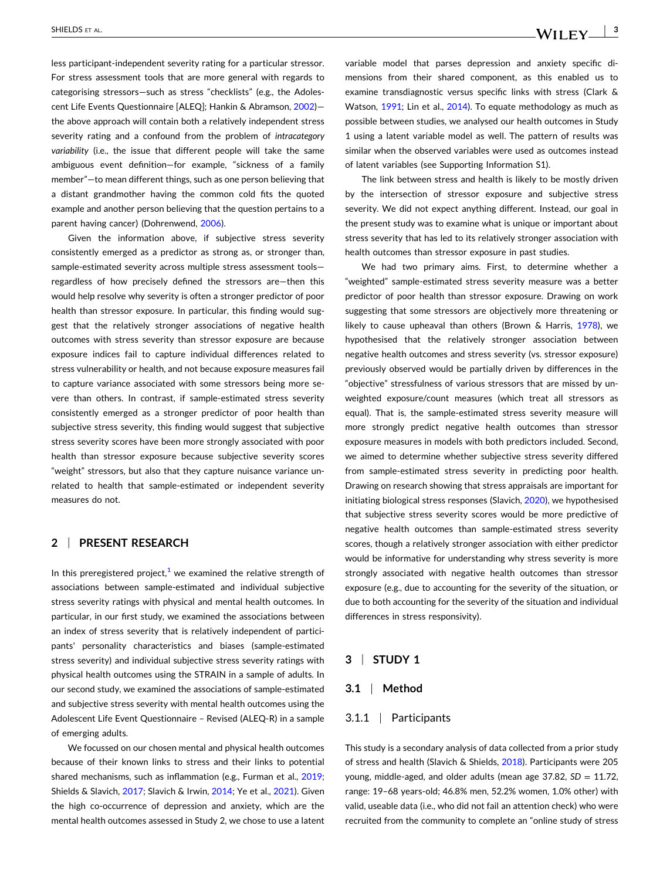less participant-independent severity rating for a particular stressor. For stress assessment tools that are more general with regards to categorising stressors—such as stress "checklists" (e.g., the Adolescent Life Events Questionnaire [ALEQ]; Hankin & Abramson, 2002)—the above approach will contain both a relatively independent stress severity rating and a confound from the problem of *intracategory variability* (i.e., the issue that different people will take the same ambiguous event definition—for example, "sickness of a family member"—to mean different things, such as one person believing that a distant grandmother having the common cold fits the quoted example and another person believing that the question pertains to a parent having cancer) (Dohrenwend, 2006).

Given the information above, if subjective stress severity consistently emerged as a predictor as strong as, or stronger than, sample-estimated severity across multiple stress assessment tools—regardless of how precisely defined the stressors are—then this would help resolve why severity is often a stronger predictor of poor health than stressor exposure. In particular, this finding would suggest that the relatively stronger associations of negative health outcomes with stress severity than stressor exposure are because exposure indices fail to capture individual differences related to stress vulnerability or health, and not because exposure measures fail to capture variance associated with some stressors being more severe than others. In contrast, if sample-estimated stress severity consistently emerged as a stronger predictor of poor health than subjective stress severity, this finding would suggest that subjective stress severity scores have been more strongly associated with poor health than stressor exposure because subjective severity scores "weight" stressors, but also that they capture nuisance variance unrelated to health that sample-estimated or independent severity measures do not.

## 2 | PRESENT RESEARCH

In this preregistered project,[1] we examined the relative strength of associations between sample-estimated and individual subjective stress severity ratings with physical and mental health outcomes. In particular, in our first study, we examined the associations between an index of stress severity that is relatively independent of participants' personality characteristics and biases (sample-estimated stress severity) and individual subjective stress severity ratings with physical health outcomes using the STRAIN in a sample of adults. In our second study, we examined the associations of sample-estimated and subjective stress severity with mental health outcomes using the Adolescent Life Event Questionnaire – Revised (ALEQ-R) in a sample of emerging adults.

We focussed on our chosen mental and physical health outcomes because of their known links to stress and their links to potential shared mechanisms, such as inflammation (e.g., Furman et al., 2019; Shields & Slavich, 2017; Slavich & Irwin, 2014; Ye et al., 2021). Given the high co-occurrence of depression and anxiety, which are the mental health outcomes assessed in Study 2, we chose to use a latent variable model that parses depression and anxiety specific dimensions from their shared component, as this enabled us to examine transdiagnostic versus specific links with stress (Clark & Watson, 1991; Lin et al., 2014). To equate methodology as much as possible between studies, we analysed our health outcomes in Study 1 using a latent variable model as well. The pattern of results was similar when the observed variables were used as outcomes instead of latent variables (see Supporting Information S1).

The link between stress and health is likely to be mostly driven by the intersection of stressor exposure and subjective stress severity. We did not expect anything different. Instead, our goal in the present study was to examine what is unique or important about stress severity that has led to its relatively stronger association with health outcomes than stressor exposure in past studies.

We had two primary aims. First, to determine whether a "weighted" sample-estimated stress severity measure was a better predictor of poor health than stressor exposure. Drawing on work suggesting that some stressors are objectively more threatening or likely to cause upheaval than others (Brown & Harris, 1978), we hypothesised that the relatively stronger association between negative health outcomes and stress severity (vs. stressor exposure) previously observed would be partially driven by differences in the "objective" stressfulness of various stressors that are missed by unweighted exposure/count measures (which treat all stressors as equal). That is, the sample-estimated stress severity measure will more strongly predict negative health outcomes than stressor exposure measures in models with both predictors included. Second, we aimed to determine whether subjective stress severity differed from sample-estimated stress severity in predicting poor health. Drawing on research showing that stress appraisals are important for initiating biological stress responses (Slavich, 2020), we hypothesised that subjective stress severity scores would be more predictive of negative health outcomes than sample-estimated stress severity scores, though a relatively stronger association with either predictor would be informative for understanding why stress severity is more strongly associated with negative health outcomes than stressor exposure (e.g., due to accounting for the severity of the situation, or due to both accounting for the severity of the situation and individual differences in stress responsivity).

## 3 | STUDY 1

### 3.1 | Method

#### 3.1.1 | Participants

This study is a secondary analysis of data collected from a prior study of stress and health (Slavich & Shields, 2018). Participants were 205 young, middle-aged, and older adults (mean age 37.82, *SD* = 11.72, range: 19–68 years-old; 46.8% men, 52.2% women, 1.0% other) with valid, useable data (i.e., who did not fail an attention check) who were recruited from the community to complete an "online study of stress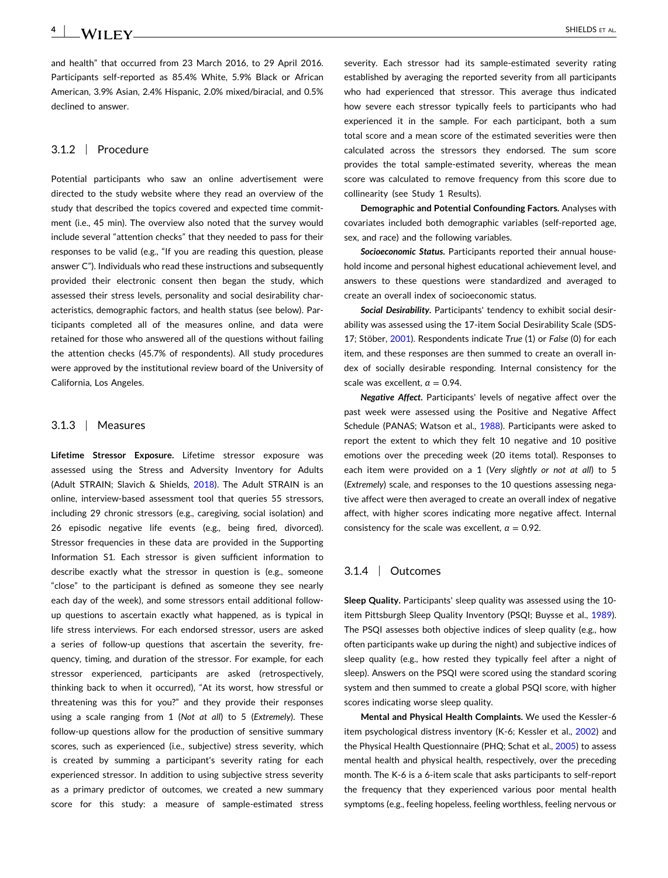and health" that occurred from 23 March 2016, to 29 April 2016. Participants self-reported as 85.4% White, 5.9% Black or African American, 3.9% Asian, 2.4% Hispanic, 2.0% mixed/biracial, and 0.5% declined to answer.

### 3.1.2 | Procedure

Potential participants who saw an online advertisement were directed to the study website where they read an overview of the study that described the topics covered and expected time commitment (i.e., 45 min). The overview also noted that the survey would include several "attention checks" that they needed to pass for their responses to be valid (e.g., "If you are reading this question, please answer C"). Individuals who read these instructions and subsequently provided their electronic consent then began the study, which assessed their stress levels, personality and social desirability characteristics, demographic factors, and health status (see below). Participants completed all of the measures online, and data were retained for those who answered all of the questions without failing the attention checks (45.7% of respondents). All study procedures were approved by the institutional review board of the University of California, Los Angeles.

### 3.1.3 | Measures

**Lifetime Stressor Exposure.** Lifetime stressor exposure was assessed using the Stress and Adversity Inventory for Adults (Adult STRAIN; Slavich & Shields, 2018). The Adult STRAIN is an online, interview-based assessment tool that queries 55 stressors, including 29 chronic stressors (e.g., caregiving, social isolation) and 26 episodic negative life events (e.g., being fired, divorced). Stressor frequencies in these data are provided in the Supporting Information S1. Each stressor is given sufficient information to describe exactly what the stressor in question is (e.g., someone "close" to the participant is defined as someone they see nearly each day of the week), and some stressors entail additional follow-up questions to ascertain exactly what happened, as is typical in life stress interviews. For each endorsed stressor, users are asked a series of follow-up questions that ascertain the severity, frequency, timing, and duration of the stressor. For example, for each stressor experienced, participants are asked (retrospectively, thinking back to when it occurred), "At its worst, how stressful or threatening was this for you?" and they provide their responses using a scale ranging from 1 (*Not at all*) to 5 (*Extremely*). These follow-up questions allow for the production of sensitive summary scores, such as experienced (i.e., subjective) stress severity, which is created by summing a participant's severity rating for each experienced stressor. In addition to using subjective stress severity as a primary predictor of outcomes, we created a new summary score for this study: a measure of sample-estimated stress severity. Each stressor had its sample-estimated severity rating established by averaging the reported severity from all participants who had experienced that stressor. This average thus indicated how severe each stressor typically feels to participants who had experienced it in the sample. For each participant, both a sum total score and a mean score of the estimated severities were then calculated across the stressors they endorsed. The sum score provides the total sample-estimated severity, whereas the mean score was calculated to remove frequency from this score due to collinearity (see Study 1 Results).

**Demographic and Potential Confounding Factors.** Analyses with covariates included both demographic variables (self-reported age, sex, and race) and the following variables.

***Socioeconomic Status.*** Participants reported their annual household income and personal highest educational achievement level, and answers to these questions were standardized and averaged to create an overall index of socioeconomic status.

***Social Desirability.*** Participants' tendency to exhibit social desirability was assessed using the 17-item Social Desirability Scale (SDS-17; Stöber, 2001). Respondents indicate *True* (1) or *False* (0) for each item, and these responses are then summed to create an overall index of socially desirable responding. Internal consistency for the scale was excellent, $\alpha = 0.94$.

***Negative Affect.*** Participants' levels of negative affect over the past week were assessed using the Positive and Negative Affect Schedule (PANAS; Watson et al., 1988). Participants were asked to report the extent to which they felt 10 negative and 10 positive emotions over the preceding week (20 items total). Responses to each item were provided on a 1 (*Very slightly or not at all*) to 5 (*Extremely*) scale, and responses to the 10 questions assessing negative affect were then averaged to create an overall index of negative affect, with higher scores indicating more negative affect. Internal consistency for the scale was excellent, $\alpha = 0.92$.

### 3.1.4 | Outcomes

**Sleep Quality.** Participants' sleep quality was assessed using the 10-item Pittsburgh Sleep Quality Inventory (PSQI; Buysse et al., 1989). The PSQI assesses both objective indices of sleep quality (e.g., how often participants wake up during the night) and subjective indices of sleep quality (e.g., how rested they typically feel after a night of sleep). Answers on the PSQI were scored using the standard scoring system and then summed to create a global PSQI score, with higher scores indicating worse sleep quality.

**Mental and Physical Health Complaints.** We used the Kessler-6 item psychological distress inventory (K-6; Kessler et al., 2002) and the Physical Health Questionnaire (PHQ; Schat et al., 2005) to assess mental health and physical health, respectively, over the preceding month. The K-6 is a 6-item scale that asks participants to self-report the frequency that they experienced various poor mental health symptoms (e.g., feeling hopeless, feeling worthless, feeling nervous or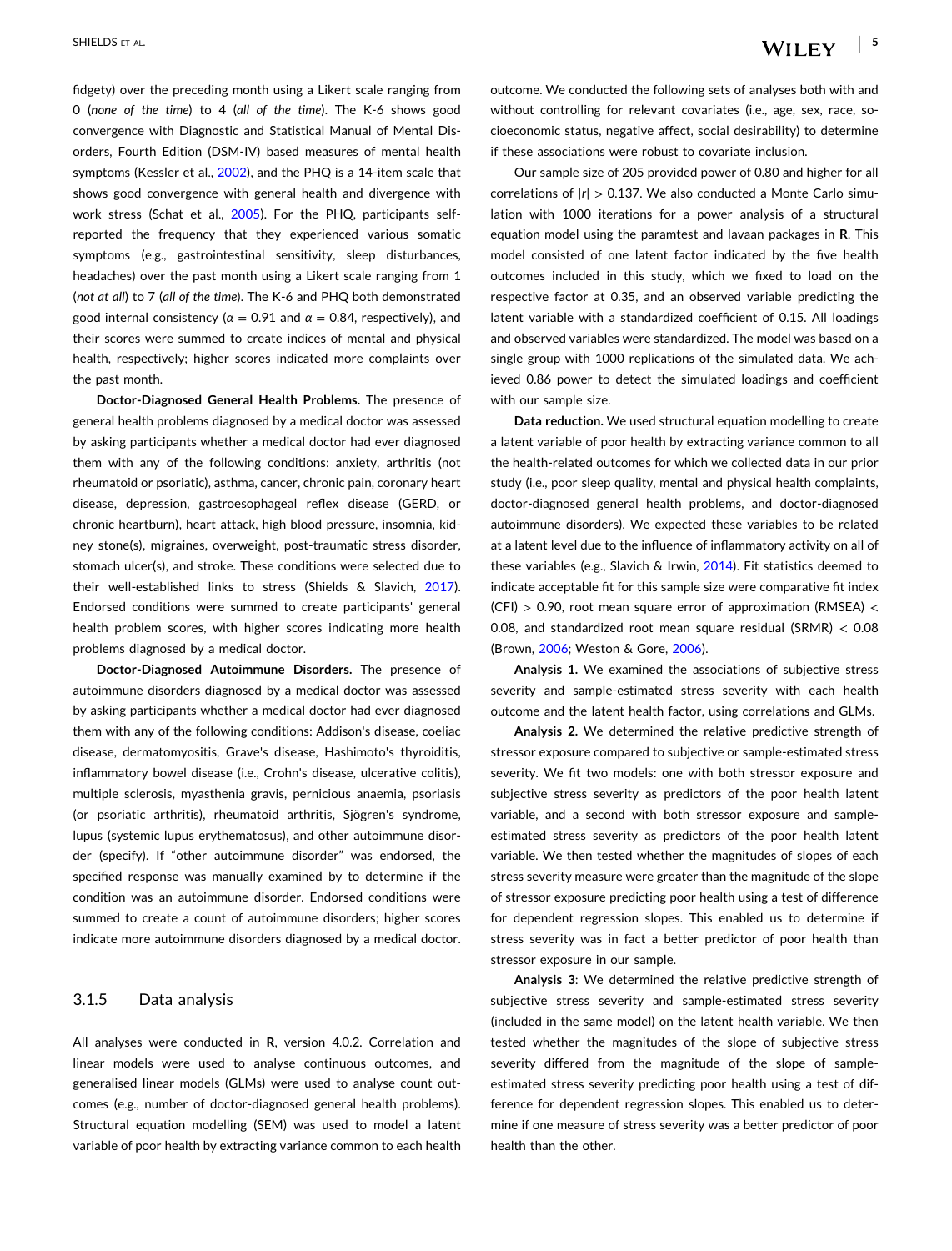fidgety) over the preceding month using a Likert scale ranging from 0 (*none of the time*) to 4 (*all of the time*). The K-6 shows good convergence with Diagnostic and Statistical Manual of Mental Disorders, Fourth Edition (DSM-IV) based measures of mental health symptoms (Kessler et al., 2002), and the PHQ is a 14-item scale that shows good convergence with general health and divergence with work stress (Schat et al., 2005). For the PHQ, participants self-reported the frequency that they experienced various somatic symptoms (e.g., gastrointestinal sensitivity, sleep disturbances, headaches) over the past month using a Likert scale ranging from 1 (*not at all*) to 7 (*all of the time*). The K-6 and PHQ both demonstrated good internal consistency ($\alpha = 0.91$ and $\alpha = 0.84$, respectively), and their scores were summed to create indices of mental and physical health, respectively; higher scores indicated more complaints over the past month.

**Doctor-Diagnosed General Health Problems.** The presence of general health problems diagnosed by a medical doctor was assessed by asking participants whether a medical doctor had ever diagnosed them with any of the following conditions: anxiety, arthritis (not rheumatoid or psoriatic), asthma, cancer, chronic pain, coronary heart disease, depression, gastroesophageal reflex disease (GERD, or chronic heartburn), heart attack, high blood pressure, insomnia, kidney stone(s), migraines, overweight, post-traumatic stress disorder, stomach ulcer(s), and stroke. These conditions were selected due to their well-established links to stress (Shields & Slavich, 2017). Endorsed conditions were summed to create participants' general health problem scores, with higher scores indicating more health problems diagnosed by a medical doctor.

**Doctor-Diagnosed Autoimmune Disorders.** The presence of autoimmune disorders diagnosed by a medical doctor was assessed by asking participants whether a medical doctor had ever diagnosed them with any of the following conditions: Addison's disease, coeliac disease, dermatomyositis, Grave's disease, Hashimoto's thyroiditis, inflammatory bowel disease (i.e., Crohn's disease, ulcerative colitis), multiple sclerosis, myasthenia gravis, pernicious anaemia, psoriasis (or psoriatic arthritis), rheumatoid arthritis, Sjögren's syndrome, lupus (systemic lupus erythematosus), and other autoimmune disorder (specify). If "other autoimmune disorder" was endorsed, the specified response was manually examined by to determine if the condition was an autoimmune disorder. Endorsed conditions were summed to create a count of autoimmune disorders; higher scores indicate more autoimmune disorders diagnosed by a medical doctor.

### 3.1.5 | Data analysis

All analyses were conducted in **R**, version 4.0.2. Correlation and linear models were used to analyse continuous outcomes, and generalised linear models (GLMs) were used to analyse count outcomes (e.g., number of doctor-diagnosed general health problems). Structural equation modelling (SEM) was used to model a latent variable of poor health by extracting variance common to each health outcome. We conducted the following sets of analyses both with and without controlling for relevant covariates (i.e., age, sex, race, socioeconomic status, negative affect, social desirability) to determine if these associations were robust to covariate inclusion.

Our sample size of 205 provided power of 0.80 and higher for all correlations of $|r| > 0.137$. We also conducted a Monte Carlo simulation with 1000 iterations for a power analysis of a structural equation model using the paramtest and lavaan packages in **R**. This model consisted of one latent factor indicated by the five health outcomes included in this study, which we fixed to load on the respective factor at 0.35, and an observed variable predicting the latent variable with a standardized coefficient of 0.15. All loadings and observed variables were standardized. The model was based on a single group with 1000 replications of the simulated data. We achieved 0.86 power to detect the simulated loadings and coefficient with our sample size.

**Data reduction.** We used structural equation modelling to create a latent variable of poor health by extracting variance common to all the health-related outcomes for which we collected data in our prior study (i.e., poor sleep quality, mental and physical health complaints, doctor-diagnosed general health problems, and doctor-diagnosed autoimmune disorders). We expected these variables to be related at a latent level due to the influence of inflammatory activity on all of these variables (e.g., Slavich & Irwin, 2014). Fit statistics deemed to indicate acceptable fit for this sample size were comparative fit index (CFI) > 0.90, root mean square error of approximation (RMSEA) < 0.08, and standardized root mean square residual (SRMR) < 0.08 (Brown, 2006; Weston & Gore, 2006).

**Analysis 1.** We examined the associations of subjective stress severity and sample-estimated stress severity with each health outcome and the latent health factor, using correlations and GLMs.

**Analysis 2.** We determined the relative predictive strength of stressor exposure compared to subjective or sample-estimated stress severity. We fit two models: one with both stressor exposure and subjective stress severity as predictors of the poor health latent variable, and a second with both stressor exposure and sample-estimated stress severity as predictors of the poor health latent variable. We then tested whether the magnitudes of slopes of each stress severity measure were greater than the magnitude of the slope of stressor exposure predicting poor health using a test of difference for dependent regression slopes. This enabled us to determine if stress severity was in fact a better predictor of poor health than stressor exposure in our sample.

**Analysis 3**: We determined the relative predictive strength of subjective stress severity and sample-estimated stress severity (included in the same model) on the latent health variable. We then tested whether the magnitudes of the slope of subjective stress severity differed from the magnitude of the slope of sample-estimated stress severity predicting poor health using a test of difference for dependent regression slopes. This enabled us to determine if one measure of stress severity was a better predictor of poor health than the other.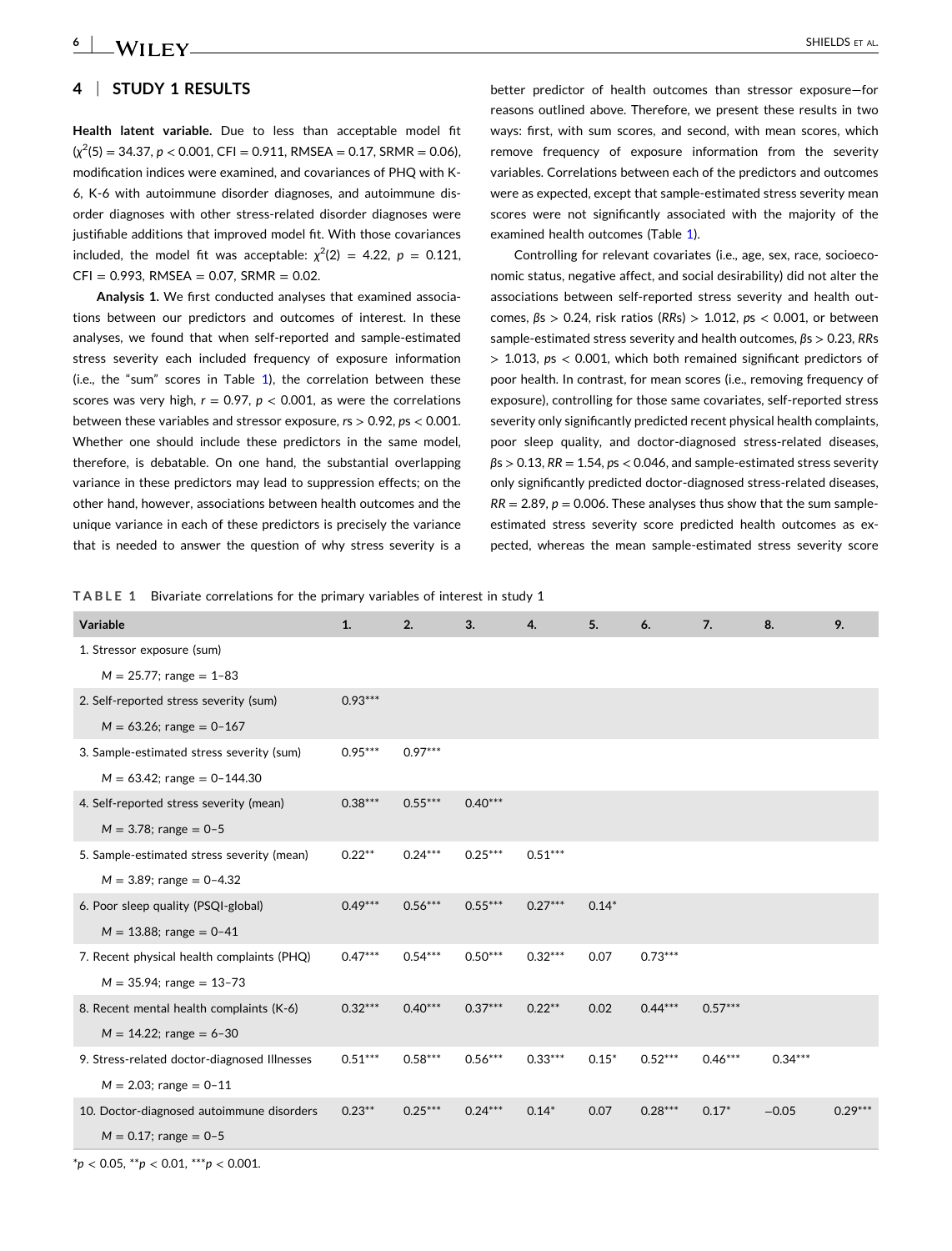## 4 | STUDY 1 RESULTS

**Health latent variable.** Due to less than acceptable model fit ($\chi^2(5) = 34.37$, $p < 0.001$, CFI = 0.911, RMSEA = 0.17, SRMR = 0.06), modification indices were examined, and covariances of PHQ with K-6, K-6 with autoimmune disorder diagnoses, and autoimmune disorder diagnoses with other stress-related disorder diagnoses were justifiable additions that improved model fit. With those covariances included, the model fit was acceptable: $\chi^2(2) = 4.22$, $p = 0.121$, CFI = 0.993, RMSEA = 0.07, SRMR = 0.02.

**Analysis 1.** We first conducted analyses that examined associations between our predictors and outcomes of interest. In these analyses, we found that when self-reported and sample-estimated stress severity each included frequency of exposure information (i.e., the "sum" scores in Table 1), the correlation between these scores was very high, $r = 0.97$, $p < 0.001$, as were the correlations between these variables and stressor exposure, $r$s > 0.92, $p$s < 0.001. Whether one should include these predictors in the same model, therefore, is debatable. On one hand, the substantial overlapping variance in these predictors may lead to suppression effects; on the other hand, however, associations between health outcomes and the unique variance in each of these predictors is precisely the variance that is needed to answer the question of why stress severity is a better predictor of health outcomes than stressor exposure—for reasons outlined above. Therefore, we present these results in two ways: first, with sum scores, and second, with mean scores, which remove frequency of exposure information from the severity variables. Correlations between each of the predictors and outcomes were as expected, except that sample-estimated stress severity mean scores were not significantly associated with the majority of the examined health outcomes (Table 1).

Controlling for relevant covariates (i.e., age, sex, race, socioeconomic status, negative affect, and social desirability) did not alter the associations between self-reported stress severity and health outcomes, $\beta$s > 0.24, risk ratios ($RR$s) > 1.012, $p$s < 0.001, or between sample-estimated stress severity and health outcomes, $\beta$s > 0.23, $RR$s > 1.013, $p$s < 0.001, which both remained significant predictors of poor health. In contrast, for mean scores (i.e., removing frequency of exposure), controlling for those same covariates, self-reported stress severity only significantly predicted recent physical health complaints, poor sleep quality, and doctor-diagnosed stress-related diseases, $\beta$s > 0.13, $RR$ = 1.54, $p$s < 0.046, and sample-estimated stress severity only significantly predicted doctor-diagnosed stress-related diseases, $RR$ = 2.89, $p$ = 0.006. These analyses thus show that the sum sample-estimated stress severity score predicted health outcomes as expected, whereas the mean sample-estimated stress severity score

**TABLE 1** Bivariate correlations for the primary variables of interest in study 1

| Variable | 1. | 2. | 3. | 4. | 5. | 6. | 7. | 8. | 9. |
|---|---|---|---|---|---|---|---|---|---|
| 1. Stressor exposure (sum) | | | | | | | | | |
| $M$ = 25.77; range = 1–83 | | | | | | | | | |
| 2. Self-reported stress severity (sum) | 0.93*** | | | | | | | | |
| $M$ = 63.26; range = 0–167 | | | | | | | | | |
| 3. Sample-estimated stress severity (sum) | 0.95*** | 0.97*** | | | | | | | |
| $M$ = 63.42; range = 0–144.30 | | | | | | | | | |
| 4. Self-reported stress severity (mean) | 0.38*** | 0.55*** | 0.40*** | | | | | | |
| $M$ = 3.78; range = 0–5 | | | | | | | | | |
| 5. Sample-estimated stress severity (mean) | 0.22** | 0.24*** | 0.25*** | 0.51*** | | | | | |
| $M$ = 3.89; range = 0–4.32 | | | | | | | | | |
| 6. Poor sleep quality (PSQI-global) | 0.49*** | 0.56*** | 0.55*** | 0.27*** | 0.14* | | | | |
| $M$ = 13.88; range = 0–41 | | | | | | | | | |
| 7. Recent physical health complaints (PHQ) | 0.47*** | 0.54*** | 0.50*** | 0.32*** | 0.07 | 0.73*** | | | |
| $M$ = 35.94; range = 13–73 | | | | | | | | | |
| 8. Recent mental health complaints (K-6) | 0.32*** | 0.40*** | 0.37*** | 0.22** | 0.02 | 0.44*** | 0.57*** | | |
| $M$ = 14.22; range = 6–30 | | | | | | | | | |
| 9. Stress-related doctor-diagnosed Illnesses | 0.51*** | 0.58*** | 0.56*** | 0.33*** | 0.15* | 0.52*** | 0.46*** | 0.34*** | |
| $M$ = 2.03; range = 0–11 | | | | | | | | | |
| 10. Doctor-diagnosed autoimmune disorders | 0.23** | 0.25*** | 0.24*** | 0.14* | 0.07 | 0.28*** | 0.17* | −0.05 | 0.29*** |
| $M$ = 0.17; range = 0–5 | | | | | | | | | |

*$p < 0.05$, **$p < 0.01$, ***$p < 0.001$.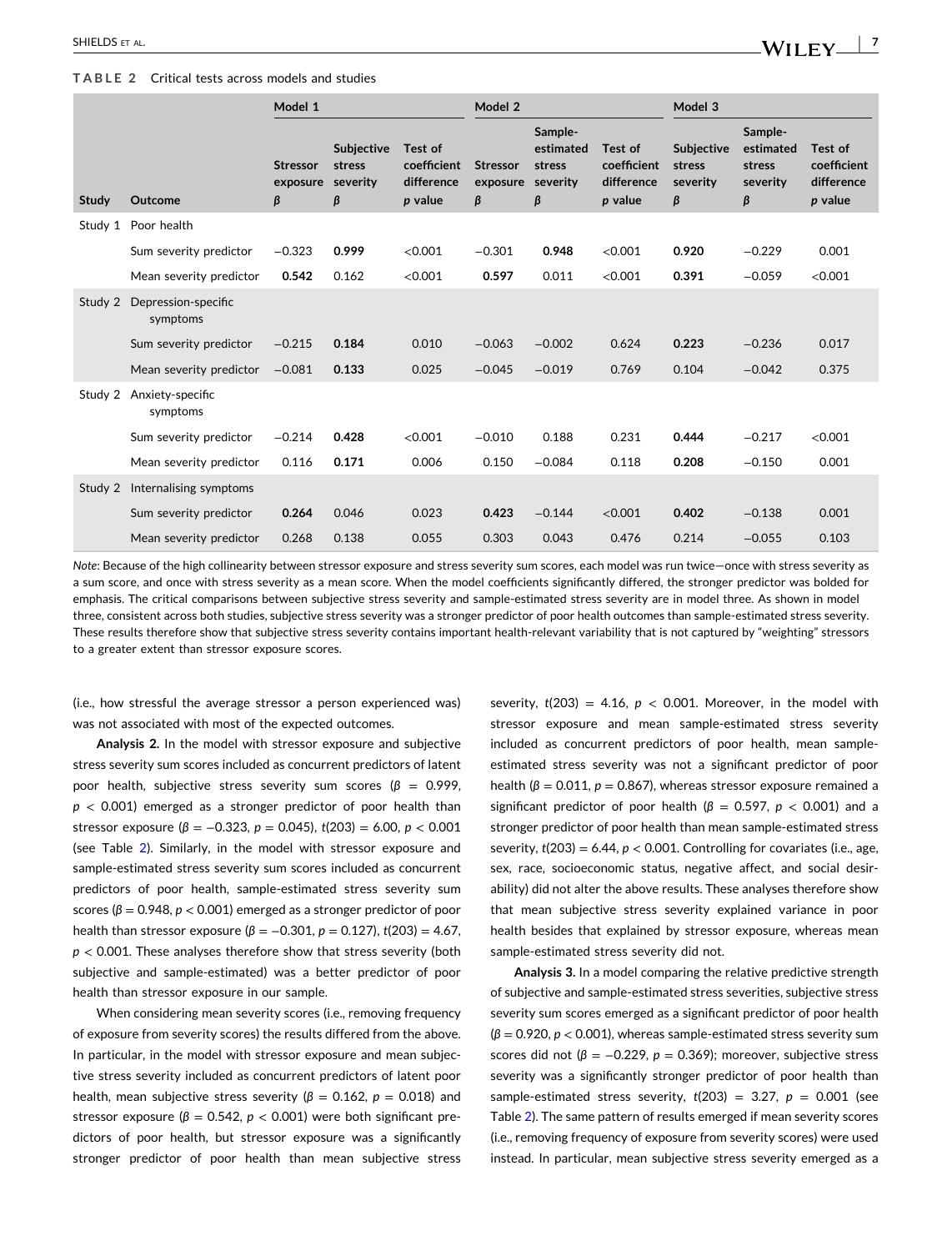**TABLE 2** Critical tests across models and studies

| | | Model 1 | | | Model 2 | | | Model 3 | | |
|---|---|---|---|---|---|---|---|---|---|---|
| Study | Outcome | Stressor exposure β | Subjective stress severity β | Test of coefficient difference *p* value | Stressor exposure β | Sample-estimated stress severity β | Test of coefficient difference *p* value | Subjective stress severity β | Sample-estimated stress severity β | Test of coefficient difference *p* value |
| Study 1 | Poor health | | | | | | | | | |
| | Sum severity predictor | −0.323 | **0.999** | <0.001 | −0.301 | **0.948** | <0.001 | **0.920** | −0.229 | 0.001 |
| | Mean severity predictor | **0.542** | 0.162 | <0.001 | **0.597** | 0.011 | <0.001 | **0.391** | −0.059 | <0.001 |
| Study 2 | Depression-specific symptoms | | | | | | | | | |
| | Sum severity predictor | −0.215 | **0.184** | 0.010 | −0.063 | −0.002 | 0.624 | **0.223** | −0.236 | 0.017 |
| | Mean severity predictor | −0.081 | **0.133** | 0.025 | −0.045 | −0.019 | 0.769 | 0.104 | −0.042 | 0.375 |
| Study 2 | Anxiety-specific symptoms | | | | | | | | | |
| | Sum severity predictor | −0.214 | **0.428** | <0.001 | −0.010 | 0.188 | 0.231 | **0.444** | −0.217 | <0.001 |
| | Mean severity predictor | 0.116 | **0.171** | 0.006 | 0.150 | −0.084 | 0.118 | **0.208** | −0.150 | 0.001 |
| Study 2 | Internalising symptoms | | | | | | | | | |
| | Sum severity predictor | **0.264** | 0.046 | 0.023 | **0.423** | −0.144 | <0.001 | **0.402** | −0.138 | 0.001 |
| | Mean severity predictor | 0.268 | 0.138 | 0.055 | 0.303 | 0.043 | 0.476 | 0.214 | −0.055 | 0.103 |

*Note*: Because of the high collinearity between stressor exposure and stress severity sum scores, each model was run twice—once with stress severity as a sum score, and once with stress severity as a mean score. When the model coefficients significantly differed, the stronger predictor was bolded for emphasis. The critical comparisons between subjective stress severity and sample-estimated stress severity are in model three. As shown in model three, consistent across both studies, subjective stress severity was a stronger predictor of poor health outcomes than sample-estimated stress severity. These results therefore show that subjective stress severity contains important health-relevant variability that is not captured by "weighting" stressors to a greater extent than stressor exposure scores.

(i.e., how stressful the average stressor a person experienced was) was not associated with most of the expected outcomes.

**Analysis 2.** In the model with stressor exposure and subjective stress severity sum scores included as concurrent predictors of latent poor health, subjective stress severity sum scores ($\beta$ = 0.999, $p$ < 0.001) emerged as a stronger predictor of poor health than stressor exposure ($\beta$ = −0.323, $p$ = 0.045), $t(203)$ = 6.00, $p$ < 0.001 (see Table 2). Similarly, in the model with stressor exposure and sample-estimated stress severity sum scores included as concurrent predictors of poor health, sample-estimated stress severity sum scores ($\beta$ = 0.948, $p$ < 0.001) emerged as a stronger predictor of poor health than stressor exposure ($\beta$ = −0.301, $p$ = 0.127), $t(203)$ = 4.67, $p$ < 0.001. These analyses therefore show that stress severity (both subjective and sample-estimated) was a better predictor of poor health than stressor exposure in our sample.

When considering mean severity scores (i.e., removing frequency of exposure from severity scores) the results differed from the above. In particular, in the model with stressor exposure and mean subjective stress severity included as concurrent predictors of latent poor health, mean subjective stress severity ($\beta$ = 0.162, $p$ = 0.018) and stressor exposure ($\beta$ = 0.542, $p$ < 0.001) were both significant predictors of poor health, but stressor exposure was a significantly stronger predictor of poor health than mean subjective stress severity, $t(203)$ = 4.16, $p$ < 0.001. Moreover, in the model with stressor exposure and mean sample-estimated stress severity included as concurrent predictors of poor health, mean sample-estimated stress severity was not a significant predictor of poor health ($\beta$ = 0.011, $p$ = 0.867), whereas stressor exposure remained a significant predictor of poor health ($\beta$ = 0.597, $p$ < 0.001) and a stronger predictor of poor health than mean sample-estimated stress severity, $t(203)$ = 6.44, $p$ < 0.001. Controlling for covariates (i.e., age, sex, race, socioeconomic status, negative affect, and social desirability) did not alter the above results. These analyses therefore show that mean subjective stress severity explained variance in poor health besides that explained by stressor exposure, whereas mean sample-estimated stress severity did not.

**Analysis 3.** In a model comparing the relative predictive strength of subjective and sample-estimated stress severities, subjective stress severity sum scores emerged as a significant predictor of poor health ($\beta$ = 0.920, $p$ < 0.001), whereas sample-estimated stress severity sum scores did not ($\beta$ = −0.229, $p$ = 0.369); moreover, subjective stress severity was a significantly stronger predictor of poor health than sample-estimated stress severity, $t(203)$ = 3.27, $p$ = 0.001 (see Table 2). The same pattern of results emerged if mean severity scores (i.e., removing frequency of exposure from severity scores) were used instead. In particular, mean subjective stress severity emerged as a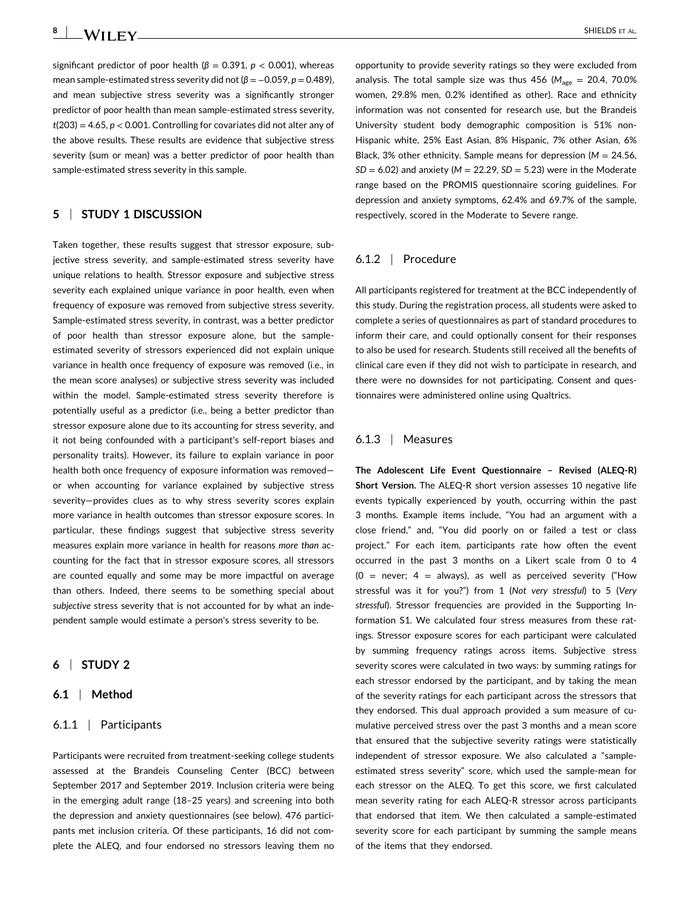significant predictor of poor health ($\beta = 0.391$, $p < 0.001$), whereas mean sample-estimated stress severity did not ($\beta = -0.059$, $p = 0.489$), and mean subjective stress severity was a significantly stronger predictor of poor health than mean sample-estimated stress severity, $t(203) = 4.65$, $p < 0.001$. Controlling for covariates did not alter any of the above results. These results are evidence that subjective stress severity (sum or mean) was a better predictor of poor health than sample-estimated stress severity in this sample.

## 5 | STUDY 1 DISCUSSION

Taken together, these results suggest that stressor exposure, subjective stress severity, and sample-estimated stress severity have unique relations to health. Stressor exposure and subjective stress severity each explained unique variance in poor health, even when frequency of exposure was removed from subjective stress severity. Sample-estimated stress severity, in contrast, was a better predictor of poor health than stressor exposure alone, but the sample-estimated severity of stressors experienced did not explain unique variance in health once frequency of exposure was removed (i.e., in the mean score analyses) or subjective stress severity was included within the model. Sample-estimated stress severity therefore is potentially useful as a predictor (i.e., being a better predictor than stressor exposure alone due to its accounting for stress severity, and it not being confounded with a participant's self-report biases and personality traits). However, its failure to explain variance in poor health both once frequency of exposure information was removed—or when accounting for variance explained by subjective stress severity—provides clues as to why stress severity scores explain more variance in health outcomes than stressor exposure scores. In particular, these findings suggest that subjective stress severity measures explain more variance in health for reasons *more than* accounting for the fact that in stressor exposure scores, all stressors are counted equally and some may be more impactful on average than others. Indeed, there seems to be something special about *subjective* stress severity that is not accounted for by what an independent sample would estimate a person's stress severity to be.

## 6 | STUDY 2

### 6.1 | Method

#### 6.1.1 | Participants

Participants were recruited from treatment-seeking college students assessed at the Brandeis Counseling Center (BCC) between September 2017 and September 2019. Inclusion criteria were being in the emerging adult range (18–25 years) and screening into both the depression and anxiety questionnaires (see below). 476 participants met inclusion criteria. Of these participants, 16 did not complete the ALEQ, and four endorsed no stressors leaving them no opportunity to provide severity ratings so they were excluded from analysis. The total sample size was thus 456 ($M_{age} = 20.4$, 70.0% women, 29.8% men, 0.2% identified as other). Race and ethnicity information was not consented for research use, but the Brandeis University student body demographic composition is 51% non-Hispanic white, 25% East Asian, 8% Hispanic, 7% other Asian, 6% Black, 3% other ethnicity. Sample means for depression ($M = 24.56$, $SD = 6.02$) and anxiety ($M = 22.29$, $SD = 5.23$) were in the Moderate range based on the PROMIS questionnaire scoring guidelines. For depression and anxiety symptoms, 62.4% and 69.7% of the sample, respectively, scored in the Moderate to Severe range.

#### 6.1.2 | Procedure

All participants registered for treatment at the BCC independently of this study. During the registration process, all students were asked to complete a series of questionnaires as part of standard procedures to inform their care, and could optionally consent for their responses to also be used for research. Students still received all the benefits of clinical care even if they did not wish to participate in research, and there were no downsides for not participating. Consent and questionnaires were administered online using Qualtrics.

#### 6.1.3 | Measures

**The Adolescent Life Event Questionnaire – Revised (ALEQ-R) Short Version.** The ALEQ-R short version assesses 10 negative life events typically experienced by youth, occurring within the past 3 months. Example items include, "You had an argument with a close friend," and, "You did poorly on or failed a test or class project." For each item, participants rate how often the event occurred in the past 3 months on a Likert scale from 0 to 4 (0 = never; 4 = always), as well as perceived severity ("How stressful was it for you?") from 1 (*Not very stressful*) to 5 (*Very stressful*). Stressor frequencies are provided in the Supporting Information S1. We calculated four stress measures from these ratings. Stressor exposure scores for each participant were calculated by summing frequency ratings across items. Subjective stress severity scores were calculated in two ways: by summing ratings for each stressor endorsed by the participant, and by taking the mean of the severity ratings for each participant across the stressors that they endorsed. This dual approach provided a sum measure of cumulative perceived stress over the past 3 months and a mean score that ensured that the subjective severity ratings were statistically independent of stressor exposure. We also calculated a "sample-estimated stress severity" score, which used the sample-mean for each stressor on the ALEQ. To get this score, we first calculated mean severity rating for each ALEQ-R stressor across participants that endorsed that item. We then calculated a sample-estimated severity score for each participant by summing the sample means of the items that they endorsed.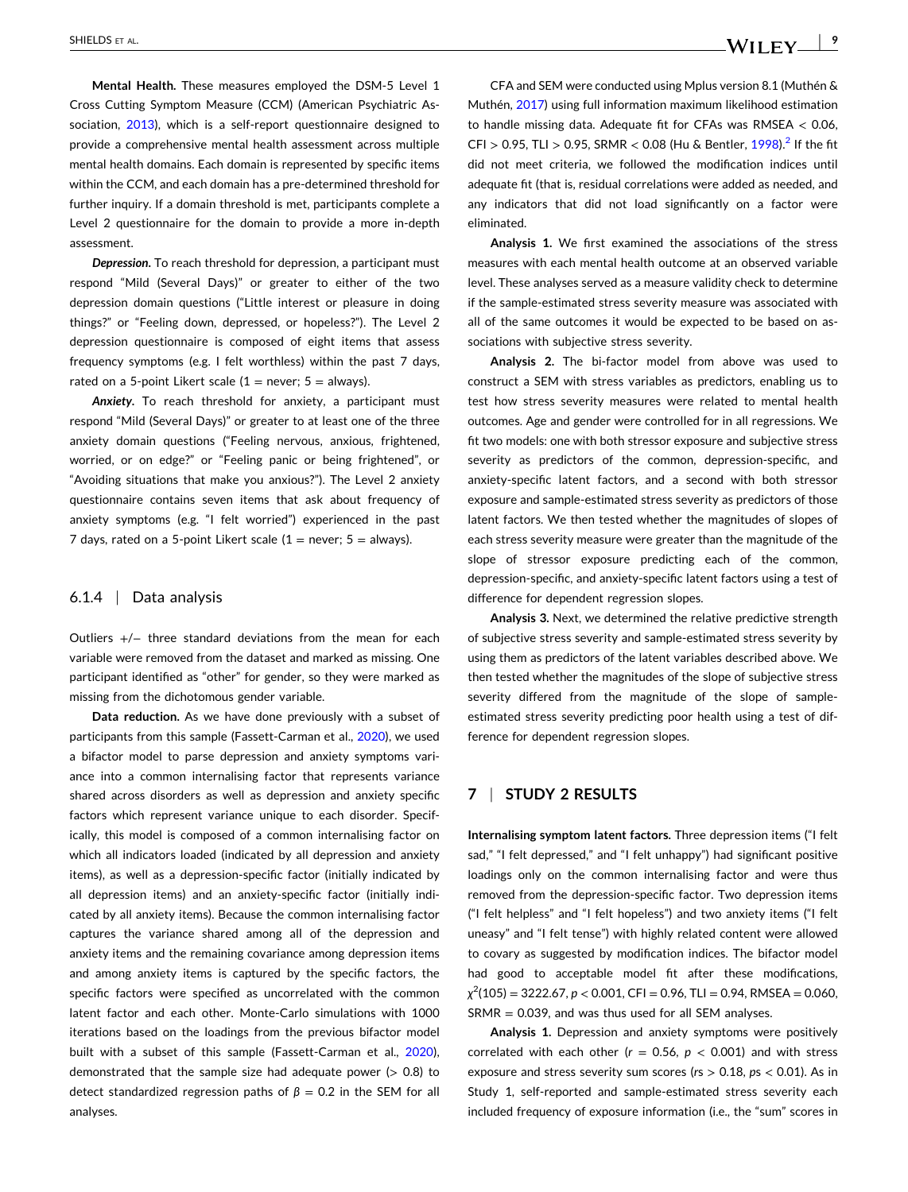**Mental Health.** These measures employed the DSM-5 Level 1 Cross Cutting Symptom Measure (CCM) (American Psychiatric Association, 2013), which is a self-report questionnaire designed to provide a comprehensive mental health assessment across multiple mental health domains. Each domain is represented by specific items within the CCM, and each domain has a pre-determined threshold for further inquiry. If a domain threshold is met, participants complete a Level 2 questionnaire for the domain to provide a more in-depth assessment.

***Depression.*** To reach threshold for depression, a participant must respond "Mild (Several Days)" or greater to either of the two depression domain questions ("Little interest or pleasure in doing things?" or "Feeling down, depressed, or hopeless?"). The Level 2 depression questionnaire is composed of eight items that assess frequency of depression symptoms (e.g. I felt worthless) within the past 7 days, rated on a 5-point Likert scale (1 = never; 5 = always).

***Anxiety.*** To reach threshold for anxiety, a participant must respond "Mild (Several Days)" or greater to at least one of the three anxiety domain questions ("Feeling nervous, anxious, frightened, worried, or on edge?" or "Feeling panic or being frightened", or "Avoiding situations that make you anxious?"). The Level 2 anxiety questionnaire contains seven items that ask about frequency of anxiety symptoms (e.g. "I felt worried") experienced in the past 7 days, rated on a 5-point Likert scale (1 = never; 5 = always).

### 6.1.4 | Data analysis

Outliers +/− three standard deviations from the mean for each variable were removed from the dataset and marked as missing. One participant identified as "other" for gender, so they were marked as missing from the dichotomous gender variable.

**Data reduction.** As we have done previously with a subset of participants from this sample (Fassett-Carman et al., 2020), we used a bifactor model to parse depression and anxiety symptoms variance into a common internalising factor that represents variance shared across disorders as well as depression and anxiety specific factors which represent variance unique to each disorder. Specifically, this model is composed of a common internalising factor on which all indicators loaded (indicated by all depression and anxiety items), as well as a depression-specific factor (initially indicated by all depression items) and an anxiety-specific factor (initially indicated by all anxiety items). Because the common internalising factor captures the variance shared among all of the depression and anxiety items and the remaining covariance among depression items and among anxiety items is captured by the specific factors, the specific factors were specified as uncorrelated with the common latent factor and each other. Monte-Carlo simulations with 1000 iterations based on the loadings from the previous bifactor model built with a subset of this sample (Fassett-Carman et al., 2020), demonstrated that the sample size had adequate power (> 0.8) to detect standardized regression paths of $\beta = 0.2$ in the SEM for all analyses.

CFA and SEM were conducted using Mplus version 8.1 (Muthén & Muthén, 2017) using full information maximum likelihood estimation to handle missing data. Adequate fit for CFAs was RMSEA < 0.06, CFI > 0.95, TLI > 0.95, SRMR < 0.08 (Hu & Bentler, 1998).[2] If the fit did not meet criteria, we followed the modification indices until adequate fit (that is, residual correlations were added as needed, and any indicators that did not load significantly on a factor were eliminated.

**Analysis 1.** We first examined the associations of the stress measures with each mental health outcome at an observed variable level. These analyses served as a measure validity check to determine if the sample-estimated stress severity measure was associated with all of the same outcomes it would be expected to be based on associations with subjective stress severity.

**Analysis 2.** The bi-factor model from above was used to construct a SEM with stress variables as predictors, enabling us to test how stress severity measures were related to mental health outcomes. Age and gender were controlled for in all regressions. We fit two models: one with both stressor exposure and subjective stress severity as predictors of the common, depression-specific, and anxiety-specific latent factors, and a second with both stressor exposure and sample-estimated stress severity as predictors of those latent factors. We then tested whether the magnitudes of slopes of each stress severity measure were greater than the magnitude of the slope of stressor exposure predicting each of the common, depression-specific, and anxiety-specific latent factors using a test of difference for dependent regression slopes.

**Analysis 3.** Next, we determined the relative predictive strength of subjective stress severity and sample-estimated stress severity by using them as predictors of the latent variables described above. We then tested whether the magnitudes of the slope of subjective stress severity differed from the magnitude of the slope of sample-estimated stress severity predicting poor health using a test of difference for dependent regression slopes.

## 7 | STUDY 2 RESULTS

**Internalising symptom latent factors.** Three depression items ("I felt sad," "I felt depressed," and "I felt unhappy") had significant positive loadings only on the common internalising factor and were thus removed from the depression-specific factor. Two depression items ("I felt helpless" and "I felt hopeless") and two anxiety items ("I felt uneasy" and "I felt tense") with highly related content were allowed to covary as suggested by modification indices. The bifactor model had good to acceptable model fit after these modifications, $\chi^2(105) = 3222.67$, $p < 0.001$, CFI = 0.96, TLI = 0.94, RMSEA = 0.060, SRMR = 0.039, and was thus used for all SEM analyses.

**Analysis 1.** Depression and anxiety symptoms were positively correlated with each other ($r = 0.56$, $p < 0.001$) and with stress exposure and stress severity sum scores ($rs > 0.18$, $ps < 0.01$). As in Study 1, self-reported and sample-estimated stress severity each included frequency of exposure information (i.e., the "sum" scores in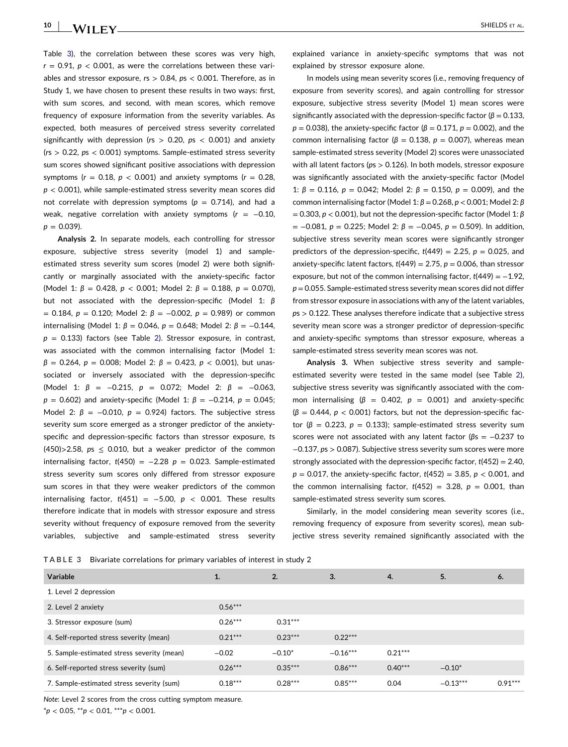Table 3), the correlation between these scores was very high, $r = 0.91$, $p < 0.001$, as were the correlations between these variables and stressor exposure, $rs > 0.84$, $ps < 0.001$. Therefore, as in Study 1, we have chosen to present these results in two ways: first, with sum scores, and second, with mean scores, which remove frequency of exposure information from the severity variables. As expected, both measures of perceived stress severity correlated significantly with depression ($rs > 0.20$, $ps < 0.001$) and anxiety ($rs > 0.22$, $ps < 0.001$) symptoms. Sample-estimated stress severity sum scores showed significant positive associations with depression symptoms ($r = 0.18$, $p < 0.001$) and anxiety symptoms ($r = 0.28$, $p < 0.001$), while sample-estimated stress severity mean scores did not correlate with depression symptoms ($p = 0.714$), and had a weak, negative correlation with anxiety symptoms ($r = -0.10$, $p = 0.039$).

**Analysis 2.** In separate models, each controlling for stressor exposure, subjective stress severity (model 1) and sample-estimated stress severity sum scores (model 2) were both significantly or marginally associated with the anxiety-specific factor (Model 1: $\beta = 0.428$, $p < 0.001$; Model 2: $\beta = 0.188$, $p = 0.070$), but not associated with the depression-specific (Model 1: $\beta = 0.184$, $p = 0.120$; Model 2: $\beta = -0.002$, $p = 0.989$) or common internalising (Model 1: $\beta = 0.046$, $p = 0.648$; Model 2: $\beta = -0.144$, $p = 0.133$) factors (see Table 2). Stressor exposure, in contrast, was associated with the common internalising factor (Model 1: $\beta = 0.264$, $p = 0.008$; Model 2: $\beta = 0.423$, $p < 0.001$), but unassociated or inversely associated with the depression-specific (Model 1: $\beta = -0.215$, $p = 0.072$; Model 2: $\beta = -0.063$, $p = 0.602$) and anxiety-specific (Model 1: $\beta = -0.214$, $p = 0.045$; Model 2: $\beta = -0.010$, $p = 0.924$) factors. The subjective stress severity sum score emerged as a stronger predictor of the anxiety-specific and depression-specific factors than stressor exposure, $ts(450) > 2.58$, $ps \leq 0.010$, but a weaker predictor of the common internalising factor, $t(450) = -2.28$ $p = 0.023$. Sample-estimated stress severity sum scores only differed from stressor exposure sum scores in that they were weaker predictors of the common internalising factor, $t(451) = -5.00$, $p < 0.001$. These results therefore indicate that in models with stressor exposure and stress severity without frequency of exposure removed from the severity variables, subjective and sample-estimated stress severity explained variance in anxiety-specific symptoms that was not explained by stressor exposure alone.

In models using mean severity scores (i.e., removing frequency of exposure from severity scores), and again controlling for stressor exposure, subjective stress severity (Model 1) mean scores were significantly associated with the depression-specific factor ($\beta = 0.133$, $p = 0.038$), the anxiety-specific factor ($\beta = 0.171$, $p = 0.002$), and the common internalising factor ($\beta = 0.138$, $p = 0.007$), whereas mean sample-estimated stress severity (Model 2) scores were unassociated with all latent factors ($ps > 0.126$). In both models, stressor exposure was significantly associated with the anxiety-specific factor (Model 1: $\beta = 0.116$, $p = 0.042$; Model 2: $\beta = 0.150$, $p = 0.009$), and the common internalising factor (Model 1: $\beta = 0.268$, $p < 0.001$; Model 2: $\beta = 0.303$, $p < 0.001$), but not the depression-specific factor (Model 1: $\beta = -0.081$, $p = 0.225$; Model 2: $\beta = -0.045$, $p = 0.509$). In addition, subjective stress severity mean scores were significantly stronger predictors of the depression-specific, $t(449) = 2.25$, $p = 0.025$, and anxiety-specific latent factors, $t(449) = 2.75$, $p = 0.006$, than stressor exposure, but not of the common internalising factor, $t(449) = -1.92$, $p = 0.055$. Sample-estimated stress severity mean scores did not differ from stressor exposure in associations with any of the latent variables, $ps > 0.122$. These analyses therefore indicate that a subjective stress severity mean score was a stronger predictor of depression-specific and anxiety-specific symptoms than stressor exposure, whereas a sample-estimated stress severity mean scores was not.

**Analysis 3.** When subjective stress severity and sample-estimated severity were tested in the same model (see Table 2), subjective stress severity was significantly associated with the common internalising ($\beta = 0.402$, $p = 0.001$) and anxiety-specific ($\beta = 0.444$, $p < 0.001$) factors, but not the depression-specific factor ($\beta = 0.223$, $p = 0.133$); sample-estimated stress severity sum scores were not associated with any latent factor ($\beta s = -0.237$ to $-0.137$, $ps > 0.087$). Subjective stress severity sum scores were more strongly associated with the depression-specific factor, $t(452) = 2.40$, $p = 0.017$, the anxiety-specific factor, $t(452) = 3.85$, $p < 0.001$, and the common internalising factor, $t(452) = 3.28$, $p = 0.001$, than sample-estimated stress severity sum scores.

Similarly, in the model considering mean severity scores (i.e., removing frequency of exposure from severity scores), mean subjective stress severity remained significantly associated with the

**TABLE 3** Bivariate correlations for primary variables of interest in study 2

| Variable | 1. | 2. | 3. | 4. | 5. | 6. |
|---|---|---|---|---|---|---|
| 1. Level 2 depression | | | | | | |
| 2. Level 2 anxiety | 0.56*** | | | | | |
| 3. Stressor exposure (sum) | 0.26*** | 0.31*** | | | | |
| 4. Self-reported stress severity (mean) | 0.21*** | 0.23*** | 0.22*** | | | |
| 5. Sample-estimated stress severity (mean) | −0.02 | −0.10* | −0.16*** | 0.21*** | | |
| 6. Self-reported stress severity (sum) | 0.26*** | 0.35*** | 0.86*** | 0.40*** | −0.10* | |
| 7. Sample-estimated stress severity (sum) | 0.18*** | 0.28*** | 0.85*** | 0.04 | −0.13*** | 0.91*** |

*Note*: Level 2 scores from the cross cutting symptom measure.
*$p < 0.05$, **$p < 0.01$, ***$p < 0.001$.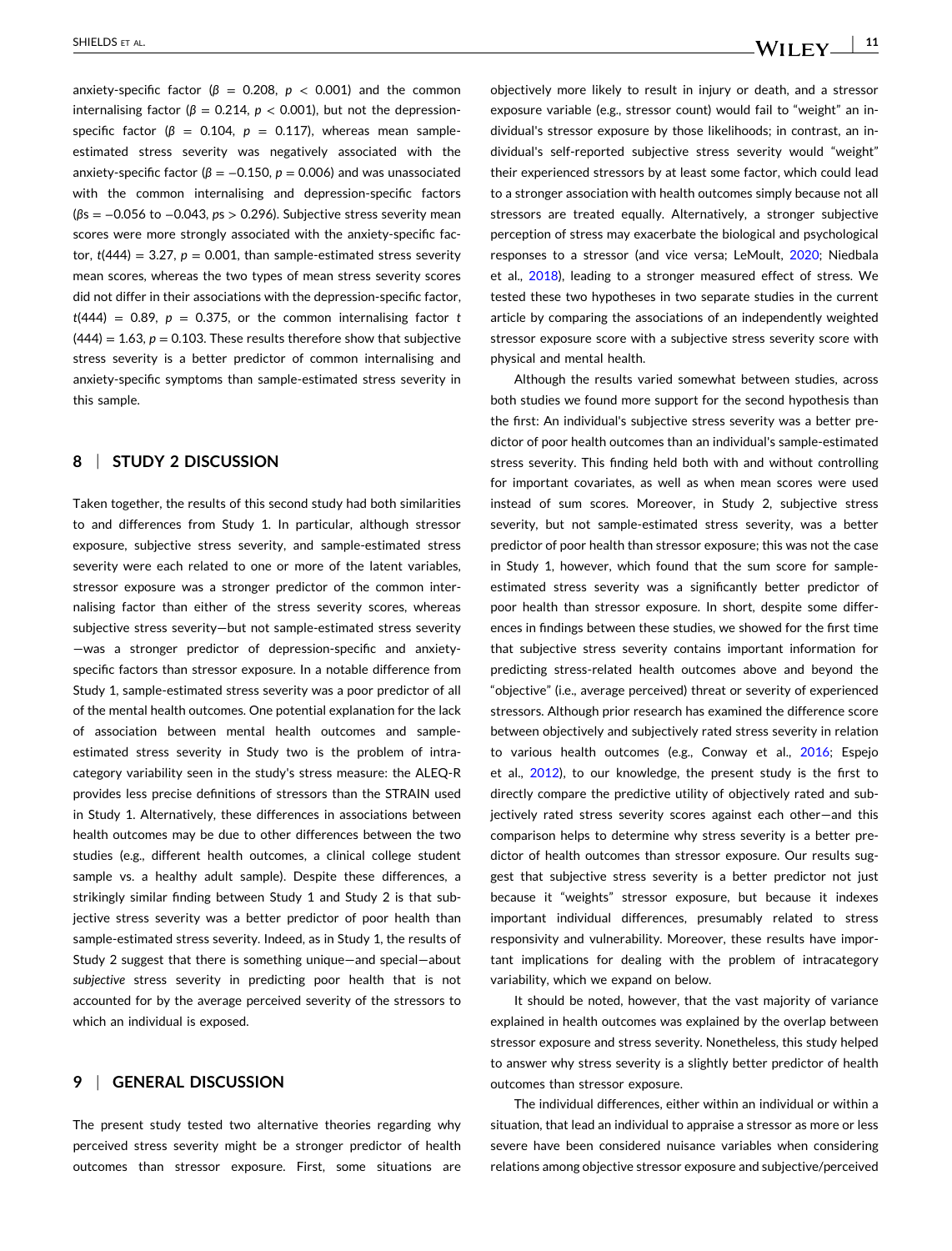anxiety-specific factor ($\beta$ = 0.208, $p$ < 0.001) and the common internalising factor ($\beta$ = 0.214, $p$ < 0.001), but not the depression-specific factor ($\beta$ = 0.104, $p$ = 0.117), whereas mean sample-estimated stress severity was negatively associated with the anxiety-specific factor ($\beta$ = −0.150, $p$ = 0.006) and was unassociated with the common internalising and depression-specific factors ($\beta$s = −0.056 to −0.043, $p$s > 0.296). Subjective stress severity mean scores were more strongly associated with the anxiety-specific factor, $t(444)$ = 3.27, $p$ = 0.001, than sample-estimated stress severity mean scores, whereas the two types of mean stress severity scores did not differ in their associations with the depression-specific factor, $t(444)$ = 0.89, $p$ = 0.375, or the common internalising factor $t(444)$ = 1.63, $p$ = 0.103. These results therefore show that subjective stress severity is a better predictor of common internalising and anxiety-specific symptoms than sample-estimated stress severity in this sample.

## 8 | STUDY 2 DISCUSSION

Taken together, the results of this second study had both similarities to and differences from Study 1. In particular, although stressor exposure, subjective stress severity, and sample-estimated stress severity were each related to one or more of the latent variables, stressor exposure was a stronger predictor of the common internalising factor than either of the stress severity scores, whereas subjective stress severity—but not sample-estimated stress severity—was a stronger predictor of depression-specific and anxiety-specific factors than stressor exposure. In a notable difference from Study 1, sample-estimated stress severity was a poor predictor of all of the mental health outcomes. One potential explanation for the lack of association between mental health outcomes and sample-estimated stress severity in Study two is the problem of intra-category variability seen in the study's stress measure: the ALEQ-R provides less precise definitions of stressors than the STRAIN used in Study 1. Alternatively, these differences in associations between health outcomes may be due to other differences between the two studies (e.g., different health outcomes, a clinical college student sample vs. a healthy adult sample). Despite these differences, a strikingly similar finding between Study 1 and Study 2 is that subjective stress severity was a better predictor of poor health than sample-estimated stress severity. Indeed, as in Study 1, the results of Study 2 suggest that there is something unique—and special—about *subjective* stress severity in predicting poor health that is not accounted for by the average perceived severity of the stressors to which an individual is exposed.

## 9 | GENERAL DISCUSSION

The present study tested two alternative theories regarding why perceived stress severity might be a stronger predictor of health outcomes than stressor exposure. First, some situations are objectively more likely to result in injury or death, and a stressor exposure variable (e.g., stressor count) would fail to "weight" an individual's stressor exposure by those likelihoods; in contrast, an individual's self-reported subjective stress severity would "weight" their experienced stressors by at least some factor, which could lead to a stronger association with health outcomes simply because not all stressors are treated equally. Alternatively, a stronger subjective perception of stress may exacerbate the biological and psychological responses to a stressor (and vice versa; LeMoult, 2020; Niedbala et al., 2018), leading to a stronger measured effect of stress. We tested these two hypotheses in two separate studies in the current article by comparing the associations of an independently weighted stressor exposure score with a subjective stress severity score with physical and mental health.

Although the results varied somewhat between studies, across both studies we found more support for the second hypothesis than the first: An individual's subjective stress severity was a better predictor of poor health outcomes than an individual's sample-estimated stress severity. This finding held both with and without controlling for important covariates, as well as when mean scores were used instead of sum scores. Moreover, in Study 2, subjective stress severity, but not sample-estimated stress severity, was a better predictor of poor health than stressor exposure; this was not the case in Study 1, however, which found that the sum score for sample-estimated stress severity was a significantly better predictor of poor health than stressor exposure. In short, despite some differences in findings between these studies, we showed for the first time that subjective stress severity contains important information for predicting stress-related health outcomes above and beyond the "objective" (i.e., average perceived) threat or severity of experienced stressors. Although prior research has examined the difference score between objectively and subjectively rated stress severity in relation to various health outcomes (e.g., Conway et al., 2016; Espejo et al., 2012), to our knowledge, the present study is the first to directly compare the predictive utility of objectively rated and subjectively rated stress severity scores against each other—and this comparison helps to determine why stress severity is a better predictor of health outcomes than stressor exposure. Our results suggest that subjective stress severity is a better predictor not just because it "weights" stressor exposure, but because it indexes important individual differences, presumably related to stress responsivity and vulnerability. Moreover, these results have important implications for dealing with the problem of intracategory variability, which we expand on below.

It should be noted, however, that the vast majority of variance explained in health outcomes was explained by the overlap between stressor exposure and stress severity. Nonetheless, this study helped to answer why stress severity is a slightly better predictor of health outcomes than stressor exposure.

The individual differences, either within an individual or within a situation, that lead an individual to appraise a stressor as more or less severe have been considered nuisance variables when considering relations among objective stressor exposure and subjective/perceived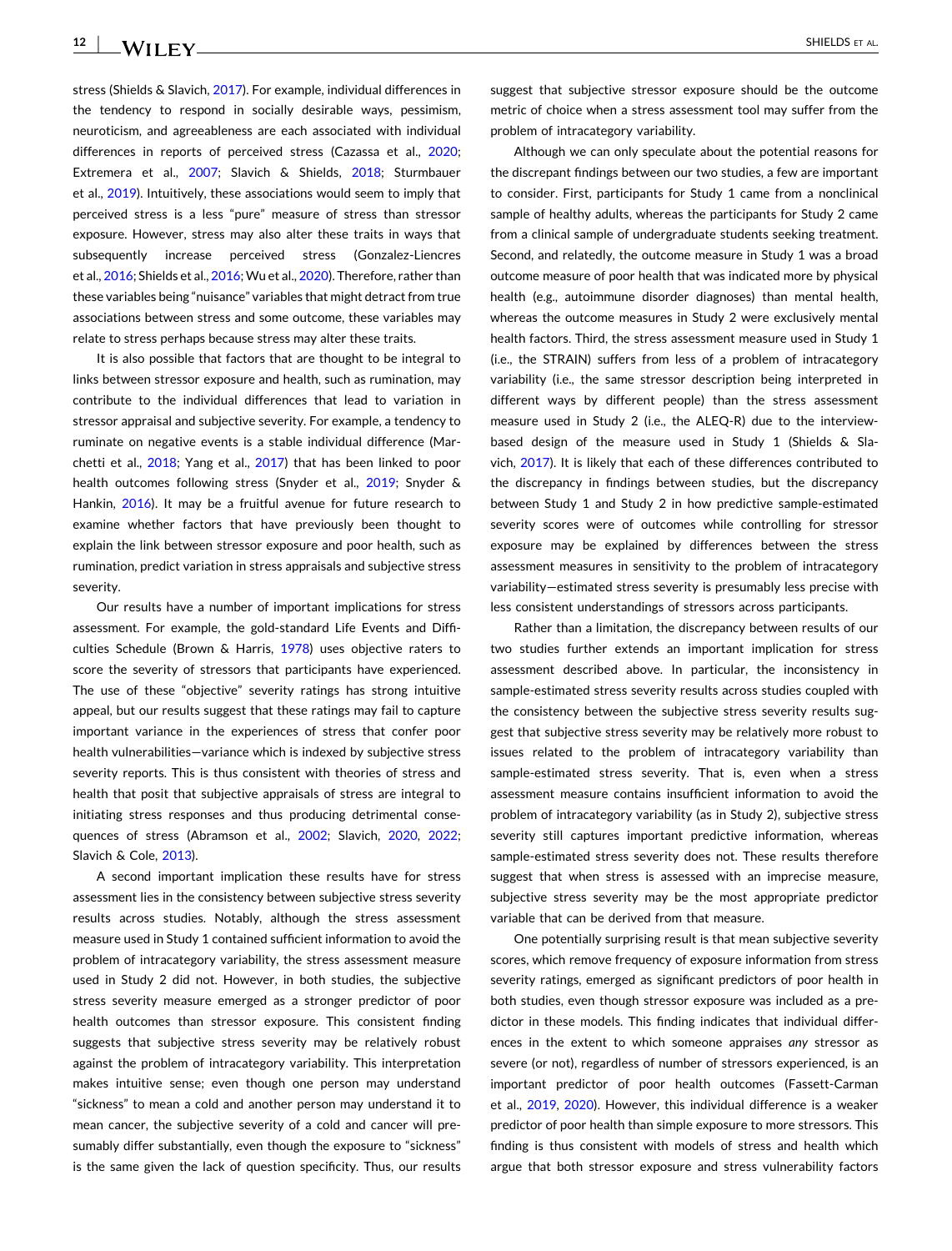stress (Shields & Slavich, 2017). For example, individual differences in the tendency to respond in socially desirable ways, pessimism, neuroticism, and agreeableness are each associated with individual differences in reports of perceived stress (Cazassa et al., 2020; Extremera et al., 2007; Slavich & Shields, 2018; Sturmbauer et al., 2019). Intuitively, these associations would seem to imply that perceived stress is a less "pure" measure of stress than stressor exposure. However, stress may also alter these traits in ways that subsequently increase perceived stress (Gonzalez-Liencres et al., 2016; Shields et al., 2016; Wu et al., 2020). Therefore, rather than these variables being "nuisance" variables that might detract from true associations between stress and some outcome, these variables may relate to stress perhaps because stress may alter these traits.

It is also possible that factors that are thought to be integral to links between stressor exposure and health, such as rumination, may contribute to the individual differences that lead to variation in stressor appraisal and subjective severity. For example, a tendency to ruminate on negative events is a stable individual difference (Marchetti et al., 2018; Yang et al., 2017) that has been linked to poor health outcomes following stress (Snyder et al., 2019; Snyder & Hankin, 2016). It may be a fruitful avenue for future research to examine whether factors that have previously been thought to explain the link between stressor exposure and poor health, such as rumination, predict variation in stress appraisals and subjective stress severity.

Our results have a number of important implications for stress assessment. For example, the gold-standard Life Events and Difficulties Schedule (Brown & Harris, 1978) uses objective raters to score the severity of stressors that participants have experienced. The use of these "objective" severity ratings has strong intuitive appeal, but our results suggest that these ratings may fail to capture important variance in the experiences of stress that confer poor health vulnerabilities—variance which is indexed by subjective stress severity reports. This is thus consistent with theories of stress and health that posit that subjective appraisals of stress are integral to initiating stress responses and thus producing detrimental consequences of stress (Abramson et al., 2002; Slavich, 2020, 2022; Slavich & Cole, 2013).

A second important implication these results have for stress assessment lies in the consistency between subjective stress severity results across studies. Notably, although the stress assessment measure used in Study 1 contained sufficient information to avoid the problem of intracategory variability, the stress assessment measure used in Study 2 did not. However, in both studies, the subjective stress severity measure emerged as a stronger predictor of poor health outcomes than stressor exposure. This consistent finding suggests that subjective stress severity may be relatively robust against the problem of intracategory variability. This interpretation makes intuitive sense; even though one person may understand "sickness" to mean a cold and another person may understand it to mean cancer, the subjective severity of a cold and cancer will presumably differ substantially, even though the exposure to "sickness" is the same given the lack of question specificity. Thus, our results suggest that subjective stressor exposure should be the outcome metric of choice when a stress assessment tool may suffer from the problem of intracategory variability.

Although we can only speculate about the potential reasons for the discrepant findings between our two studies, a few are important to consider. First, participants for Study 1 came from a nonclinical sample of healthy adults, whereas the participants for Study 2 came from a clinical sample of undergraduate students seeking treatment. Second, and relatedly, the outcome measure in Study 1 was a broad outcome measure of poor health that was indicated more by physical health (e.g., autoimmune disorder diagnoses) than mental health, whereas the outcome measures in Study 2 were exclusively mental health factors. Third, the stress assessment measure used in Study 1 (i.e., the STRAIN) suffers from less of a problem of intracategory variability (i.e., the same stressor description being interpreted in different ways by different people) than the stress assessment measure used in Study 2 (i.e., the ALEQ-R) due to the interview-based design of the measure used in Study 1 (Shields & Slavich, 2017). It is likely that each of these differences contributed to the discrepancy in findings between studies, but the discrepancy between Study 1 and Study 2 in how predictive sample-estimated severity scores were of outcomes while controlling for stressor exposure may be explained by differences between the stress assessment measures in sensitivity to the problem of intracategory variability—estimated stress severity is presumably less precise with less consistent understandings of stressors across participants.

Rather than a limitation, the discrepancy between results of our two studies further extends an important implication for stress assessment described above. In particular, the inconsistency in sample-estimated stress severity results across studies coupled with the consistency between the subjective stress severity results suggest that subjective stress severity may be relatively more robust to issues related to the problem of intracategory variability than sample-estimated stress severity. That is, even when a stress assessment measure contains insufficient information to avoid the problem of intracategory variability (as in Study 2), subjective stress severity still captures important predictive information, whereas sample-estimated stress severity does not. These results therefore suggest that when stress is assessed with an imprecise measure, subjective stress severity may be the most appropriate predictor variable that can be derived from that measure.

One potentially surprising result is that mean subjective severity scores, which remove frequency of exposure information from stress severity ratings, emerged as significant predictors of poor health in both studies, even though stressor exposure was included as a predictor in these models. This finding indicates that individual differences in the extent to which someone appraises *any* stressor as severe (or not), regardless of number of stressors experienced, is an important predictor of poor health outcomes (Fassett-Carman et al., 2019, 2020). However, this individual difference is a weaker predictor of poor health than simple exposure to more stressors. This finding is thus consistent with models of stress and health which argue that both stressor exposure and stress vulnerability factors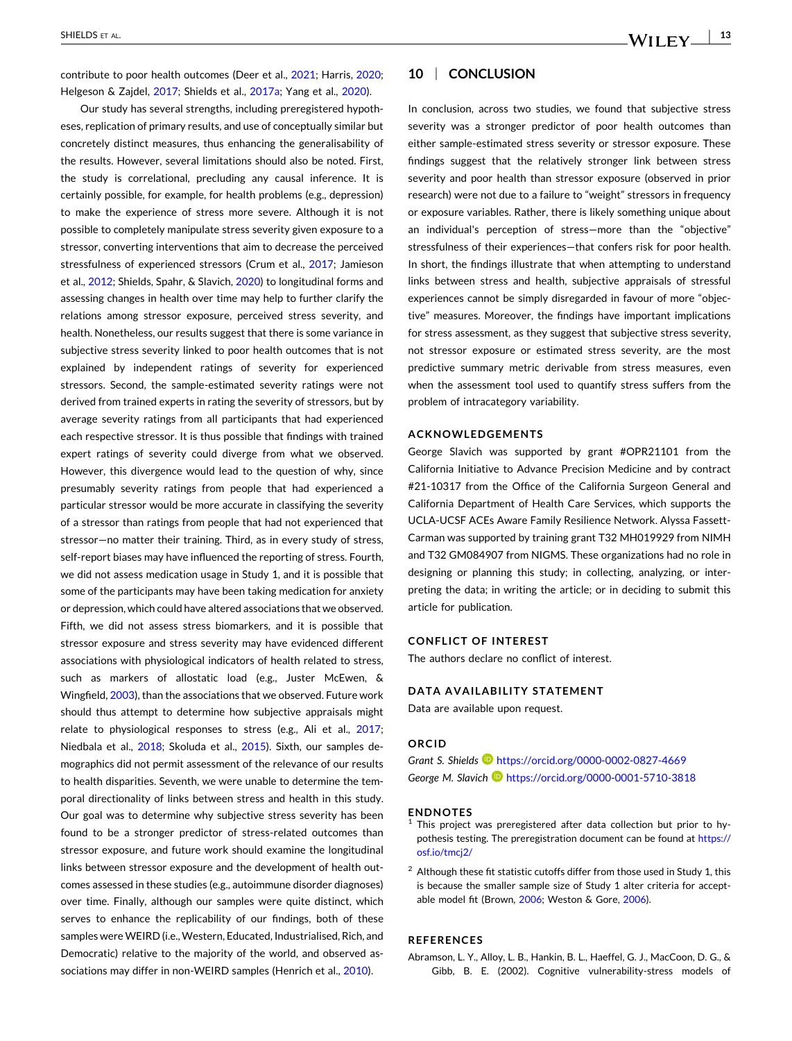contribute to poor health outcomes (Deer et al., 2021; Harris, 2020; Helgeson & Zajdel, 2017; Shields et al., 2017a; Yang et al., 2020).

Our study has several strengths, including preregistered hypotheses, replication of primary results, and use of conceptually similar but concretely distinct measures, thus enhancing the generalisability of the results. However, several limitations should also be noted. First, the study is correlational, precluding any causal inference. It is certainly possible, for example, for health problems (e.g., depression) to make the experience of stress more severe. Although it is not possible to completely manipulate stress severity given exposure to a stressor, converting interventions that aim to decrease the perceived stressfulness of experienced stressors (Crum et al., 2017; Jamieson et al., 2012; Shields, Spahr, & Slavich, 2020) to longitudinal forms and assessing changes in health over time may help to further clarify the relations among stressor exposure, perceived stress severity, and health. Nonetheless, our results suggest that there is some variance in subjective stress severity linked to poor health outcomes that is not explained by independent ratings of severity for experienced stressors. Second, the sample-estimated severity ratings were not derived from trained experts in rating the severity of stressors, but by average severity ratings from all participants that had experienced each respective stressor. It is thus possible that findings with trained expert ratings of severity could diverge from what we observed. However, this divergence would lead to the question of why, since presumably severity ratings from people that had experienced a particular stressor would be more accurate in classifying the severity of a stressor than ratings from people that had not experienced that stressor—no matter their training. Third, as in every study of stress, self-report biases may have influenced the reporting of stress. Fourth, we did not assess medication usage in Study 1, and it is possible that some of the participants may have been taking medication for anxiety or depression, which could have altered associations that we observed. Fifth, we did not assess stress biomarkers, and it is possible that stressor exposure and stress severity may have evidenced different associations with physiological indicators of health related to stress, such as markers of allostatic load (e.g., Juster McEwen, & Wingfield, 2003), than the associations that we observed. Future work should thus attempt to determine how subjective appraisals might relate to physiological responses to stress (e.g., Ali et al., 2017; Niedbala et al., 2018; Skoluda et al., 2015). Sixth, our samples demographics did not permit assessment of the relevance of our results to health disparities. Seventh, we were unable to determine the temporal directionality of links between stress and health in this study. Our goal was to determine why subjective stress severity has been found to be a stronger predictor of stress-related outcomes than stressor exposure, and future work should examine the longitudinal links between stressor exposure and the development of health outcomes assessed in these studies (e.g., autoimmune disorder diagnoses) over time. Finally, although our samples were quite distinct, which serves to enhance the replicability of our findings, both of these samples were WEIRD (i.e., Western, Educated, Industrialised, Rich, and Democratic) relative to the majority of the world, and observed associations may differ in non-WEIRD samples (Henrich et al., 2010).

## 10 | CONCLUSION

In conclusion, across two studies, we found that subjective stress severity was a stronger predictor of poor health outcomes than either sample-estimated stress severity or stressor exposure. These findings suggest that the relatively stronger link between stress severity and poor health than stressor exposure (observed in prior research) were not due to a failure to "weight" stressors in frequency or exposure variables. Rather, there is likely something unique about an individual's perception of stress—more than the "objective" stressfulness of their experiences—that confers risk for poor health. In short, the findings illustrate that when attempting to understand links between stress and health, subjective appraisals of stressful experiences cannot be simply disregarded in favour of more "objective" measures. Moreover, the findings have important implications for stress assessment, as they suggest that subjective stress severity, not stressor exposure or estimated stress severity, are the most predictive summary metric derivable from stress measures, even when the assessment tool used to quantify stress suffers from the problem of intracategory variability.

### ACKNOWLEDGEMENTS

George Slavich was supported by grant #OPR21101 from the California Initiative to Advance Precision Medicine and by contract #21-10317 from the Office of the California Surgeon General and California Department of Health Care Services, which supports the UCLA-UCSF ACEs Aware Family Resilience Network. Alyssa Fassett-Carman was supported by training grant T32 MH019929 from NIMH and T32 GM084907 from NIGMS. These organizations had no role in designing or planning this study; in collecting, analyzing, or interpreting the data; in writing the article; or in deciding to submit this article for publication.

### CONFLICT OF INTEREST

The authors declare no conflict of interest.

### DATA AVAILABILITY STATEMENT

Data are available upon request.

### ORCID

*Grant S. Shields* https://orcid.org/0000-0002-0827-4669
*George M. Slavich* https://orcid.org/0000-0001-5710-3818

### ENDNOTES

[1] This project was preregistered after data collection but prior to hypothesis testing. The preregistration document can be found at https://osf.io/tmcj2/

[2] Although these fit statistic cutoffs differ from those used in Study 1, this is because the smaller sample size of Study 1 alter criteria for acceptable model fit (Brown, 2006; Weston & Gore, 2006).

### REFERENCES

Abramson, L. Y., Alloy, L. B., Hankin, B. L., Haeffel, G. J., MacCoon, D. G., & Gibb, B. E. (2002). Cognitive vulnerability-stress models of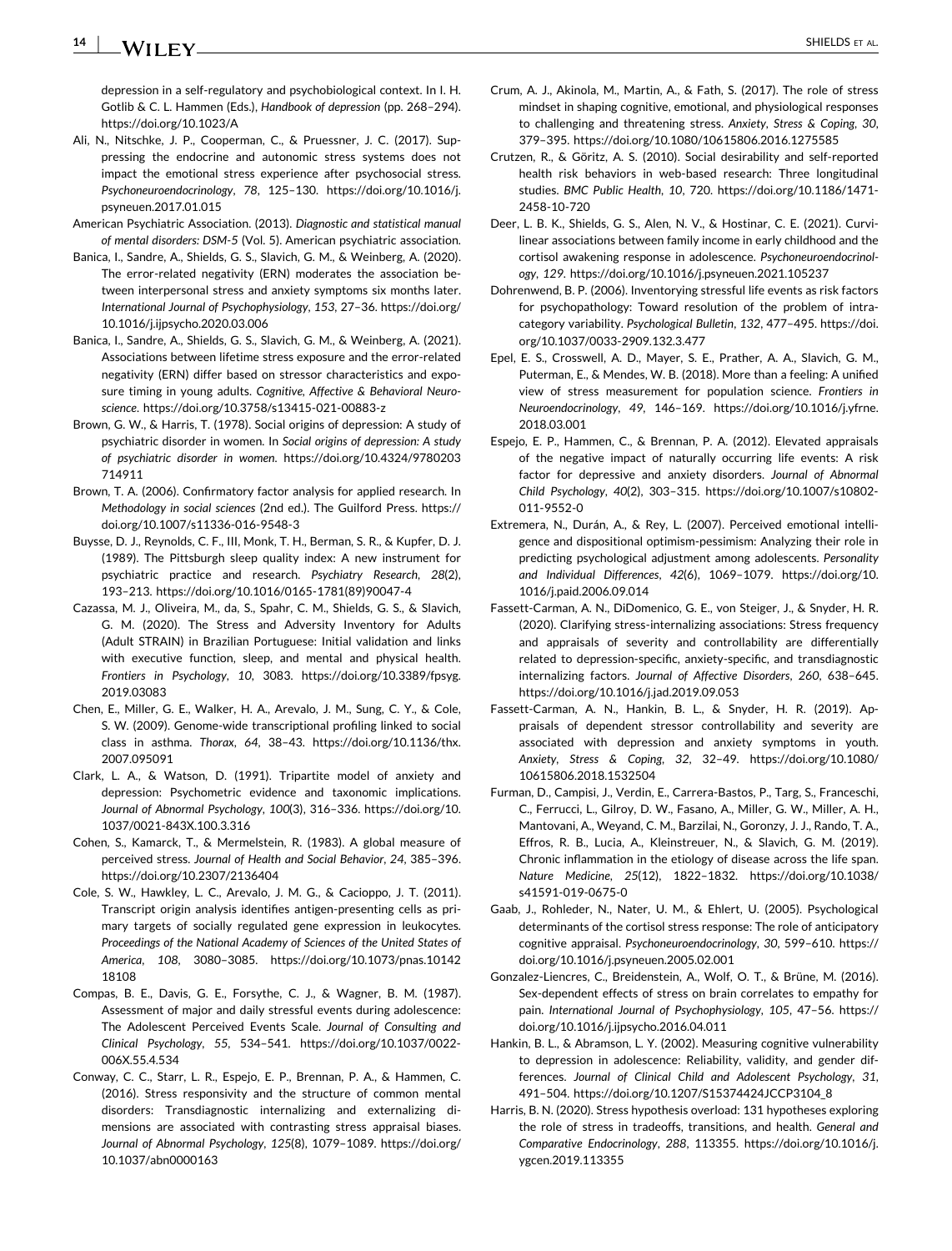depression in a self-regulatory and psychobiological context. In I. H. Gotlib & C. L. Hammen (Eds.), *Handbook of depression* (pp. 268–294). https://doi.org/10.1023/A

Ali, N., Nitschke, J. P., Cooperman, C., & Pruessner, J. C. (2017). Suppressing the endocrine and autonomic stress systems does not impact the emotional stress experience after psychosocial stress. *Psychoneuroendocrinology*, *78*, 125–130. https://doi.org/10.1016/j.psyneuen.2017.01.015

American Psychiatric Association. (2013). *Diagnostic and statistical manual of mental disorders: DSM-5* (Vol. 5). American psychiatric association.

Banica, I., Sandre, A., Shields, G. S., Slavich, G. M., & Weinberg, A. (2020). The error-related negativity (ERN) moderates the association between interpersonal stress and anxiety symptoms six months later. *International Journal of Psychophysiology*, *153*, 27–36. https://doi.org/10.1016/j.ijpsycho.2020.03.006

Banica, I., Sandre, A., Shields, G. S., Slavich, G. M., & Weinberg, A. (2021). Associations between lifetime stress exposure and the error-related negativity (ERN) differ based on stressor characteristics and exposure timing in young adults. *Cognitive, Affective & Behavioral Neuroscience*. https://doi.org/10.3758/s13415-021-00883-z

Brown, G. W., & Harris, T. (1978). Social origins of depression: A study of psychiatric disorder in women. In *Social origins of depression: A study of psychiatric disorder in women*. https://doi.org/10.4324/9780203714911

Brown, T. A. (2006). Confirmatory factor analysis for applied research. In *Methodology in social sciences* (2nd ed.). The Guilford Press. https://doi.org/10.1007/s11336-016-9548-3

Buysse, D. J., Reynolds, C. F., III, Monk, T. H., Berman, S. R., & Kupfer, D. J. (1989). The Pittsburgh sleep quality index: A new instrument for psychiatric practice and research. *Psychiatry Research*, *28*(2), 193–213. https://doi.org/10.1016/0165-1781(89)90047-4

Cazassa, M. J., Oliveira, M., da, S., Spahr, C. M., Shields, G. S., & Slavich, G. M. (2020). The Stress and Adversity Inventory for Adults (Adult STRAIN) in Brazilian Portuguese: Initial validation and links with executive function, sleep, and mental and physical health. *Frontiers in Psychology*, *10*, 3083. https://doi.org/10.3389/fpsyg.2019.03083

Chen, E., Miller, G. E., Walker, H. A., Arevalo, J. M., Sung, C. Y., & Cole, S. W. (2009). Genome-wide transcriptional profiling linked to social class in asthma. *Thorax*, *64*, 38–43. https://doi.org/10.1136/thx.2007.095091

Clark, L. A., & Watson, D. (1991). Tripartite model of anxiety and depression: Psychometric evidence and taxonomic implications. *Journal of Abnormal Psychology*, *100*(3), 316–336. https://doi.org/10.1037/0021-843X.100.3.316

Cohen, S., Kamarck, T., & Mermelstein, R. (1983). A global measure of perceived stress. *Journal of Health and Social Behavior*, *24*, 385–396. https://doi.org/10.2307/2136404

Cole, S. W., Hawkley, L. C., Arevalo, J. M. G., & Cacioppo, J. T. (2011). Transcript origin analysis identifies antigen-presenting cells as primary targets of socially regulated gene expression in leukocytes. *Proceedings of the National Academy of Sciences of the United States of America*, *108*, 3080–3085. https://doi.org/10.1073/pnas.1014218108

Compas, B. E., Davis, G. E., Forsythe, C. J., & Wagner, B. M. (1987). Assessment of major and daily stressful events during adolescence: The Adolescent Perceived Events Scale. *Journal of Consulting and Clinical Psychology*, *55*, 534–541. https://doi.org/10.1037/0022-006X.55.4.534

Conway, C. C., Starr, L. R., Espejo, E. P., Brennan, P. A., & Hammen, C. (2016). Stress responsivity and the structure of common mental disorders: Transdiagnostic internalizing and externalizing dimensions are associated with contrasting stress appraisal biases. *Journal of Abnormal Psychology*, *125*(8), 1079–1089. https://doi.org/10.1037/abn0000163

Crum, A. J., Akinola, M., Martin, A., & Fath, S. (2017). The role of stress mindset in shaping cognitive, emotional, and physiological responses to challenging and threatening stress. *Anxiety, Stress & Coping*, *30*, 379–395. https://doi.org/10.1080/10615806.2016.1275585

Crutzen, R., & Göritz, A. S. (2010). Social desirability and self-reported health risk behaviors in web-based research: Three longitudinal studies. *BMC Public Health*, *10*, 720. https://doi.org/10.1186/1471-2458-10-720

Deer, L. B. K., Shields, G. S., Alen, N. V., & Hostinar, C. E. (2021). Curvilinear associations between family income in early childhood and the cortisol awakening response in adolescence. *Psychoneuroendocrinology*, *129*. https://doi.org/10.1016/j.psyneuen.2021.105237

Dohrenwend, B. P. (2006). Inventorying stressful life events as risk factors for psychopathology: Toward resolution of the problem of intracategory variability. *Psychological Bulletin*, *132*, 477–495. https://doi.org/10.1037/0033-2909.132.3.477

Epel, E. S., Crosswell, A. D., Mayer, S. E., Prather, A. A., Slavich, G. M., Puterman, E., & Mendes, W. B. (2018). More than a feeling: A unified view of stress measurement for population science. *Frontiers in Neuroendocrinology*, *49*, 146–169. https://doi.org/10.1016/j.yfrne.2018.03.001

Espejo, E. P., Hammen, C., & Brennan, P. A. (2012). Elevated appraisals of the negative impact of naturally occurring life events: A risk factor for depressive and anxiety disorders. *Journal of Abnormal Child Psychology*, *40*(2), 303–315. https://doi.org/10.1007/s10802-011-9552-0

Extremera, N., Durán, A., & Rey, L. (2007). Perceived emotional intelligence and dispositional optimism-pessimism: Analyzing their role in predicting psychological adjustment among adolescents. *Personality and Individual Differences*, *42*(6), 1069–1079. https://doi.org/10.1016/j.paid.2006.09.014

Fassett-Carman, A. N., DiDomenico, G. E., von Steiger, J., & Snyder, H. R. (2020). Clarifying stress-internalizing associations: Stress frequency and appraisals of severity and controllability are differentially related to depression-specific, anxiety-specific, and transdiagnostic internalizing factors. *Journal of Affective Disorders*, *260*, 638–645. https://doi.org/10.1016/j.jad.2019.09.053

Fassett-Carman, A. N., Hankin, B. L., & Snyder, H. R. (2019). Appraisals of dependent stressor controllability and severity are associated with depression and anxiety symptoms in youth. *Anxiety, Stress & Coping*, *32*, 32–49. https://doi.org/10.1080/10615806.2018.1532504

Furman, D., Campisi, J., Verdin, E., Carrera-Bastos, P., Targ, S., Franceschi, C., Ferrucci, L., Gilroy, D. W., Fasano, A., Miller, G. W., Miller, A. H., Mantovani, A., Weyand, C. M., Barzilai, N., Goronzy, J. J., Rando, T. A., Effros, R. B., Lucia, A., Kleinstreuer, N., & Slavich, G. M. (2019). Chronic inflammation in the etiology of disease across the life span. *Nature Medicine*, *25*(12), 1822–1832. https://doi.org/10.1038/s41591-019-0675-0

Gaab, J., Rohleder, N., Nater, U. M., & Ehlert, U. (2005). Psychological determinants of the cortisol stress response: The role of anticipatory cognitive appraisal. *Psychoneuroendocrinology*, *30*, 599–610. https://doi.org/10.1016/j.psyneuen.2005.02.001

Gonzalez-Liencres, C., Breidenstein, A., Wolf, O. T., & Brüne, M. (2016). Sex-dependent effects of stress on brain correlates to empathy for pain. *International Journal of Psychophysiology*, *105*, 47–56. https://doi.org/10.1016/j.ijpsycho.2016.04.011

Hankin, B. L., & Abramson, L. Y. (2002). Measuring cognitive vulnerability to depression in adolescence: Reliability, validity, and gender differences. *Journal of Clinical Child and Adolescent Psychology*, *31*, 491–504. https://doi.org/10.1207/S15374424JCCP3104_8

Harris, B. N. (2020). Stress hypothesis overload: 131 hypotheses exploring the role of stress in tradeoffs, transitions, and health. *General and Comparative Endocrinology*, *288*, 113355. https://doi.org/10.1016/j.ygcen.2019.113355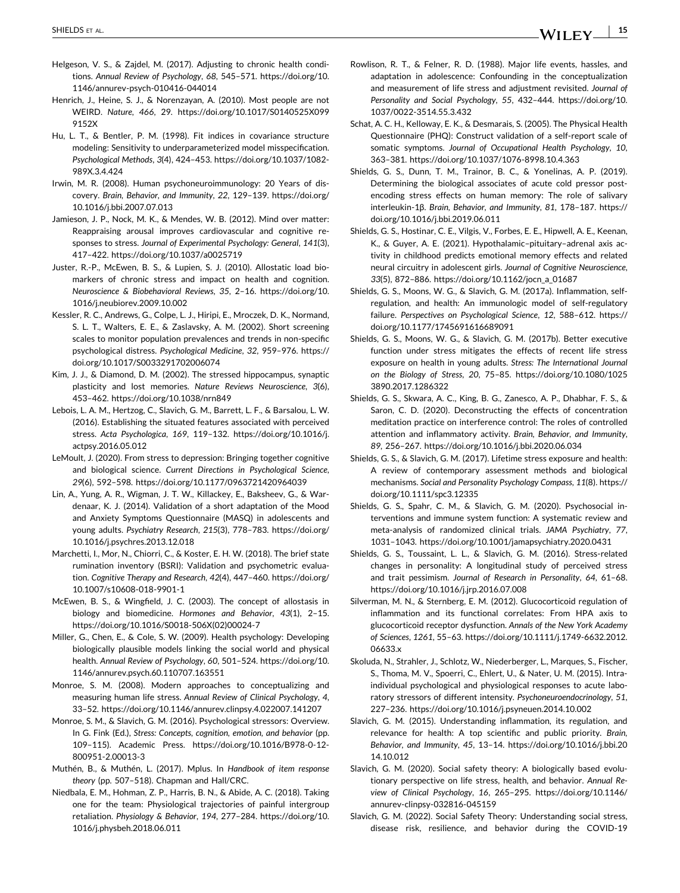Helgeson, V. S., & Zajdel, M. (2017). Adjusting to chronic health conditions. *Annual Review of Psychology*, *68*, 545–571. https://doi.org/10.1146/annurev-psych-010416-044014

Henrich, J., Heine, S. J., & Norenzayan, A. (2010). Most people are not WEIRD. *Nature*, *466*, 29. https://doi.org/10.1017/S0140525X0999152X

Hu, L. T., & Bentler, P. M. (1998). Fit indices in covariance structure modeling: Sensitivity to underparameterized model misspecification. *Psychological Methods*, *3*(4), 424–453. https://doi.org/10.1037/1082-989X.3.4.424

Irwin, M. R. (2008). Human psychoneuroimmunology: 20 Years of discovery. *Brain, Behavior, and Immunity*, *22*, 129–139. https://doi.org/10.1016/j.bbi.2007.07.013

Jamieson, J. P., Nock, M. K., & Mendes, W. B. (2012). Mind over matter: Reappraising arousal improves cardiovascular and cognitive responses to stress. *Journal of Experimental Psychology: General*, *141*(3), 417–422. https://doi.org/10.1037/a0025719

Juster, R.-P., McEwen, B. S., & Lupien, S. J. (2010). Allostatic load biomarkers of chronic stress and impact on health and cognition. *Neuroscience & Biobehavioral Reviews*, *35*, 2–16. https://doi.org/10.1016/j.neubiorev.2009.10.002

Kessler, R. C., Andrews, G., Colpe, L. J., Hiripi, E., Mroczek, D. K., Normand, S. L. T., Walters, E. E., & Zaslavsky, A. M. (2002). Short screening scales to monitor population prevalences and trends in non-specific psychological distress. *Psychological Medicine*, *32*, 959–976. https://doi.org/10.1017/S0033291702006074

Kim, J. J., & Diamond, D. M. (2002). The stressed hippocampus, synaptic plasticity and lost memories. *Nature Reviews Neuroscience*, *3*(6), 453–462. https://doi.org/10.1038/nrn849

Lebois, L. A. M., Hertzog, C., Slavich, G. M., Barrett, L. F., & Barsalou, L. W. (2016). Establishing the situated features associated with perceived stress. *Acta Psychologica*, *169*, 119–132. https://doi.org/10.1016/j.actpsy.2016.05.012

LeMoult, J. (2020). From stress to depression: Bringing together cognitive and biological science. *Current Directions in Psychological Science*, *29*(6), 592–598. https://doi.org/10.1177/0963721420964039

Lin, A., Yung, A. R., Wigman, J. T. W., Killackey, E., Baksheev, G., & Wardenaar, K. J. (2014). Validation of a short adaptation of the Mood and Anxiety Symptoms Questionnaire (MASQ) in adolescents and young adults. *Psychiatry Research*, *215*(3), 778–783. https://doi.org/10.1016/j.psychres.2013.12.018

Marchetti, I., Mor, N., Chiorri, C., & Koster, E. H. W. (2018). The brief state rumination inventory (BSRI): Validation and psychometric evaluation. *Cognitive Therapy and Research*, *42*(4), 447–460. https://doi.org/10.1007/s10608-018-9901-1

McEwen, B. S., & Wingfield, J. C. (2003). The concept of allostasis in biology and biomedicine. *Hormones and Behavior*, *43*(1), 2–15. https://doi.org/10.1016/S0018-506X(02)00024-7

Miller, G., Chen, E., & Cole, S. W. (2009). Health psychology: Developing biologically plausible models linking the social world and physical health. *Annual Review of Psychology*, *60*, 501–524. https://doi.org/10.1146/annurev.psych.60.110707.163551

Monroe, S. M. (2008). Modern approaches to conceptualizing and measuring human life stress. *Annual Review of Clinical Psychology*, *4*, 33–52. https://doi.org/10.1146/annurev.clinpsy.4.022007.141207

Monroe, S. M., & Slavich, G. M. (2016). Psychological stressors: Overview. In G. Fink (Ed.), *Stress: Concepts, cognition, emotion, and behavior* (pp. 109–115). Academic Press. https://doi.org/10.1016/B978-0-12-800951-2.00013-3

Muthén, B., & Muthén, L. (2017). Mplus. In *Handbook of item response theory* (pp. 507–518). Chapman and Hall/CRC.

Niedbala, E. M., Hohman, Z. P., Harris, B. N., & Abide, A. C. (2018). Taking one for the team: Physiological trajectories of painful intergroup retaliation. *Physiology & Behavior*, *194*, 277–284. https://doi.org/10.1016/j.physbeh.2018.06.011

Rowlison, R. T., & Felner, R. D. (1988). Major life events, hassles, and adaptation in adolescence: Confounding in the conceptualization and measurement of life stress and adjustment revisited. *Journal of Personality and Social Psychology*, *55*, 432–444. https://doi.org/10.1037/0022-3514.55.3.432

Schat, A. C. H., Kelloway, E. K., & Desmarais, S. (2005). The Physical Health Questionnaire (PHQ): Construct validation of a self-report scale of somatic symptoms. *Journal of Occupational Health Psychology*, *10*, 363–381. https://doi.org/10.1037/1076-8998.10.4.363

Shields, G. S., Dunn, T. M., Trainor, B. C., & Yonelinas, A. P. (2019). Determining the biological associates of acute cold pressor post-encoding stress effects on human memory: The role of salivary interleukin-1β. *Brain, Behavior, and Immunity*, *81*, 178–187. https://doi.org/10.1016/j.bbi.2019.06.011

Shields, G. S., Hostinar, C. E., Vilgis, V., Forbes, E. E., Hipwell, A. E., Keenan, K., & Guyer, A. E. (2021). Hypothalamic–pituitary–adrenal axis activity in childhood predicts emotional memory effects and related neural circuitry in adolescent girls. *Journal of Cognitive Neuroscience*, *33*(5), 872–886. https://doi.org/10.1162/jocn_a_01687

Shields, G. S., Moons, W. G., & Slavich, G. M. (2017a). Inflammation, self-regulation, and health: An immunologic model of self-regulatory failure. *Perspectives on Psychological Science*, *12*, 588–612. https://doi.org/10.1177/1745691616689091

Shields, G. S., Moons, W. G., & Slavich, G. M. (2017b). Better executive function under stress mitigates the effects of recent life stress exposure on health in young adults. *Stress: The International Journal on the Biology of Stress*, *20*, 75–85. https://doi.org/10.1080/10253890.2017.1286322

Shields, G. S., Skwara, A. C., King, B. G., Zanesco, A. P., Dhabhar, F. S., & Saron, C. D. (2020). Deconstructing the effects of concentration meditation practice on interference control: The roles of controlled attention and inflammatory activity. *Brain, Behavior, and Immunity*, *89*, 256–267. https://doi.org/10.1016/j.bbi.2020.06.034

Shields, G. S., & Slavich, G. M. (2017). Lifetime stress exposure and health: A review of contemporary assessment methods and biological mechanisms. *Social and Personality Psychology Compass*, *11*(8). https://doi.org/10.1111/spc3.12335

Shields, G. S., Spahr, C. M., & Slavich, G. M. (2020). Psychosocial interventions and immune system function: A systematic review and meta-analysis of randomized clinical trials. *JAMA Psychiatry*, *77*, 1031–1043. https://doi.org/10.1001/jamapsychiatry.2020.0431

Shields, G. S., Toussaint, L. L., & Slavich, G. M. (2016). Stress-related changes in personality: A longitudinal study of perceived stress and trait pessimism. *Journal of Research in Personality*, *64*, 61–68. https://doi.org/10.1016/j.jrp.2016.07.008

Silverman, M. N., & Sternberg, E. M. (2012). Glucocorticoid regulation of inflammation and its functional correlates: From HPA axis to glucocorticoid receptor dysfunction. *Annals of the New York Academy of Sciences*, *1261*, 55–63. https://doi.org/10.1111/j.1749-6632.2012.06633.x

Skoluda, N., Strahler, J., Schlotz, W., Niederberger, L., Marques, S., Fischer, S., Thoma, M. V., Spoerri, C., Ehlert, U., & Nater, U. M. (2015). Intra-individual psychological and physiological responses to acute laboratory stressors of different intensity. *Psychoneuroendocrinology*, *51*, 227–236. https://doi.org/10.1016/j.psyneuen.2014.10.002

Slavich, G. M. (2015). Understanding inflammation, its regulation, and relevance for health: A top scientific and public priority. *Brain, Behavior, and Immunity*, *45*, 13–14. https://doi.org/10.1016/j.bbi.2014.10.012

Slavich, G. M. (2020). Social safety theory: A biologically based evolutionary perspective on life stress, health, and behavior. *Annual Review of Clinical Psychology*, *16*, 265–295. https://doi.org/10.1146/annurev-clinpsy-032816-045159

Slavich, G. M. (2022). Social Safety Theory: Understanding social stress, disease risk, resilience, and behavior during the COVID-19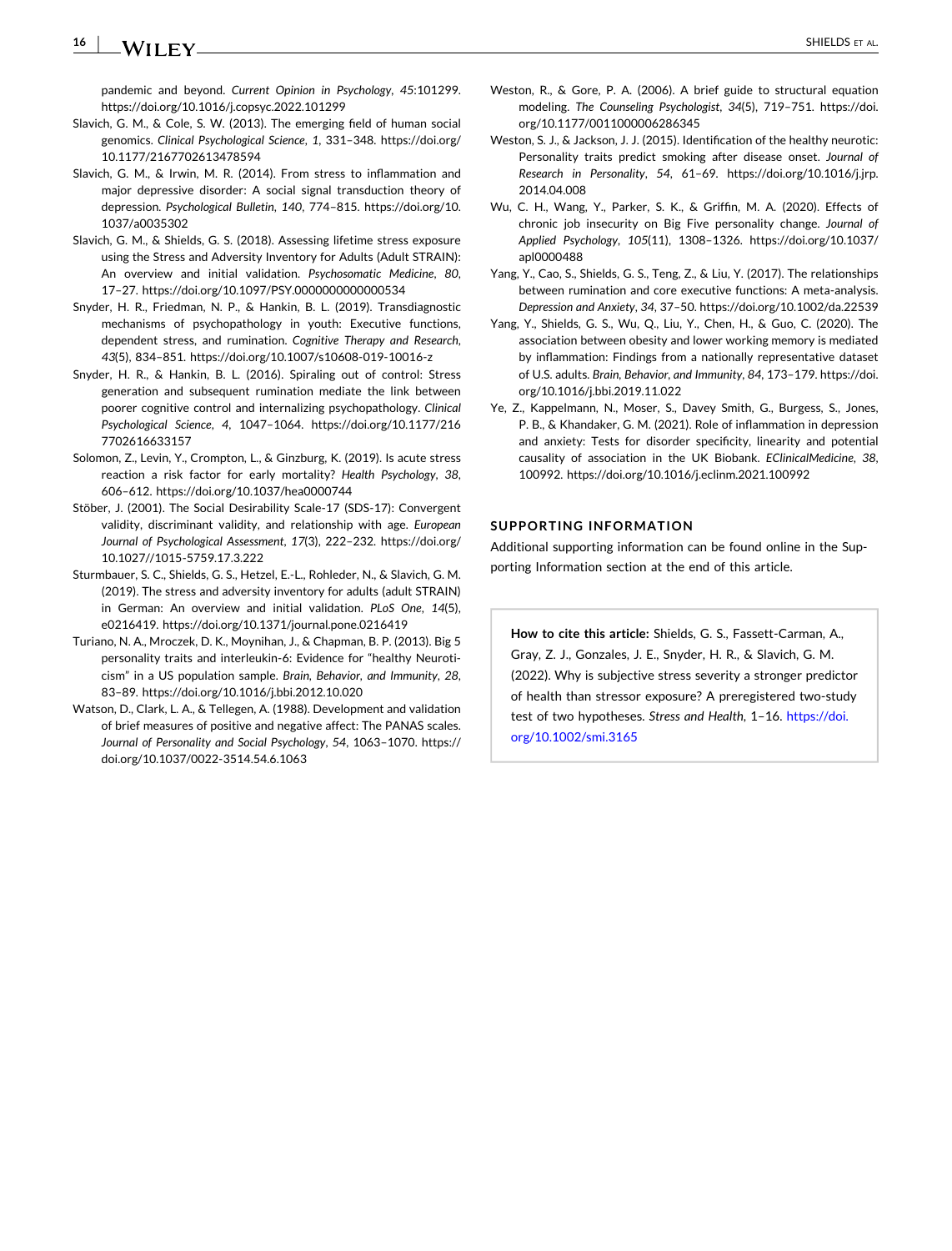pandemic and beyond. *Current Opinion in Psychology*, *45*:101299. https://doi.org/10.1016/j.copsyc.2022.101299

Slavich, G. M., & Cole, S. W. (2013). The emerging field of human social genomics. *Clinical Psychological Science*, *1*, 331–348. https://doi.org/10.1177/2167702613478594

Slavich, G. M., & Irwin, M. R. (2014). From stress to inflammation and major depressive disorder: A social signal transduction theory of depression. *Psychological Bulletin*, *140*, 774–815. https://doi.org/10.1037/a0035302

Slavich, G. M., & Shields, G. S. (2018). Assessing lifetime stress exposure using the Stress and Adversity Inventory for Adults (Adult STRAIN): An overview and initial validation. *Psychosomatic Medicine*, *80*, 17–27. https://doi.org/10.1097/PSY.0000000000000534

Snyder, H. R., Friedman, N. P., & Hankin, B. L. (2019). Transdiagnostic mechanisms of psychopathology in youth: Executive functions, dependent stress, and rumination. *Cognitive Therapy and Research*, *43*(5), 834–851. https://doi.org/10.1007/s10608-019-10016-z

Snyder, H. R., & Hankin, B. L. (2016). Spiraling out of control: Stress generation and subsequent rumination mediate the link between poorer cognitive control and internalizing psychopathology. *Clinical Psychological Science*, *4*, 1047–1064. https://doi.org/10.1177/2167702616633157

Solomon, Z., Levin, Y., Crompton, L., & Ginzburg, K. (2019). Is acute stress reaction a risk factor for early mortality? *Health Psychology*, *38*, 606–612. https://doi.org/10.1037/hea0000744

Stöber, J. (2001). The Social Desirability Scale-17 (SDS-17): Convergent validity, discriminant validity, and relationship with age. *European Journal of Psychological Assessment*, *17*(3), 222–232. https://doi.org/10.1027//1015-5759.17.3.222

Sturmbauer, S. C., Shields, G. S., Hetzel, E.-L., Rohleder, N., & Slavich, G. M. (2019). The stress and adversity inventory for adults (adult STRAIN) in German: An overview and initial validation. *PLoS One*, *14*(5), e0216419. https://doi.org/10.1371/journal.pone.0216419

Turiano, N. A., Mroczek, D. K., Moynihan, J., & Chapman, B. P. (2013). Big 5 personality traits and interleukin-6: Evidence for "healthy Neuroticism" in a US population sample. *Brain, Behavior, and Immunity*, *28*, 83–89. https://doi.org/10.1016/j.bbi.2012.10.020

Watson, D., Clark, L. A., & Tellegen, A. (1988). Development and validation of brief measures of positive and negative affect: The PANAS scales. *Journal of Personality and Social Psychology*, *54*, 1063–1070. https://doi.org/10.1037/0022-3514.54.6.1063

Weston, R., & Gore, P. A. (2006). A brief guide to structural equation modeling. *The Counseling Psychologist*, *34*(5), 719–751. https://doi.org/10.1177/0011000006286345

Weston, S. J., & Jackson, J. J. (2015). Identification of the healthy neurotic: Personality traits predict smoking after disease onset. *Journal of Research in Personality*, *54*, 61–69. https://doi.org/10.1016/j.jrp.2014.04.008

Wu, C. H., Wang, Y., Parker, S. K., & Griffin, M. A. (2020). Effects of chronic job insecurity on Big Five personality change. *Journal of Applied Psychology*, *105*(11), 1308–1326. https://doi.org/10.1037/apl0000488

Yang, Y., Cao, S., Shields, G. S., Teng, Z., & Liu, Y. (2017). The relationships between rumination and core executive functions: A meta-analysis. *Depression and Anxiety*, *34*, 37–50. https://doi.org/10.1002/da.22539

Yang, Y., Shields, G. S., Wu, Q., Liu, Y., Chen, H., & Guo, C. (2020). The association between obesity and lower working memory is mediated by inflammation: Findings from a nationally representative dataset of U.S. adults. *Brain, Behavior, and Immunity*, *84*, 173–179. https://doi.org/10.1016/j.bbi.2019.11.022

Ye, Z., Kappelmann, N., Moser, S., Davey Smith, G., Burgess, S., Jones, P. B., & Khandaker, G. M. (2021). Role of inflammation in depression and anxiety: Tests for disorder specificity, linearity and potential causality of association in the UK Biobank. *EClinicalMedicine*, *38*, 100992. https://doi.org/10.1016/j.eclinm.2021.100992

## SUPPORTING INFORMATION

Additional supporting information can be found online in the Supporting Information section at the end of this article.

**How to cite this article:** Shields, G. S., Fassett-Carman, A., Gray, Z. J., Gonzales, J. E., Snyder, H. R., & Slavich, G. M. (2022). Why is subjective stress severity a stronger predictor of health than stressor exposure? A preregistered two-study test of two hypotheses. *Stress and Health*, 1–16. https://doi.org/10.1002/smi.3165